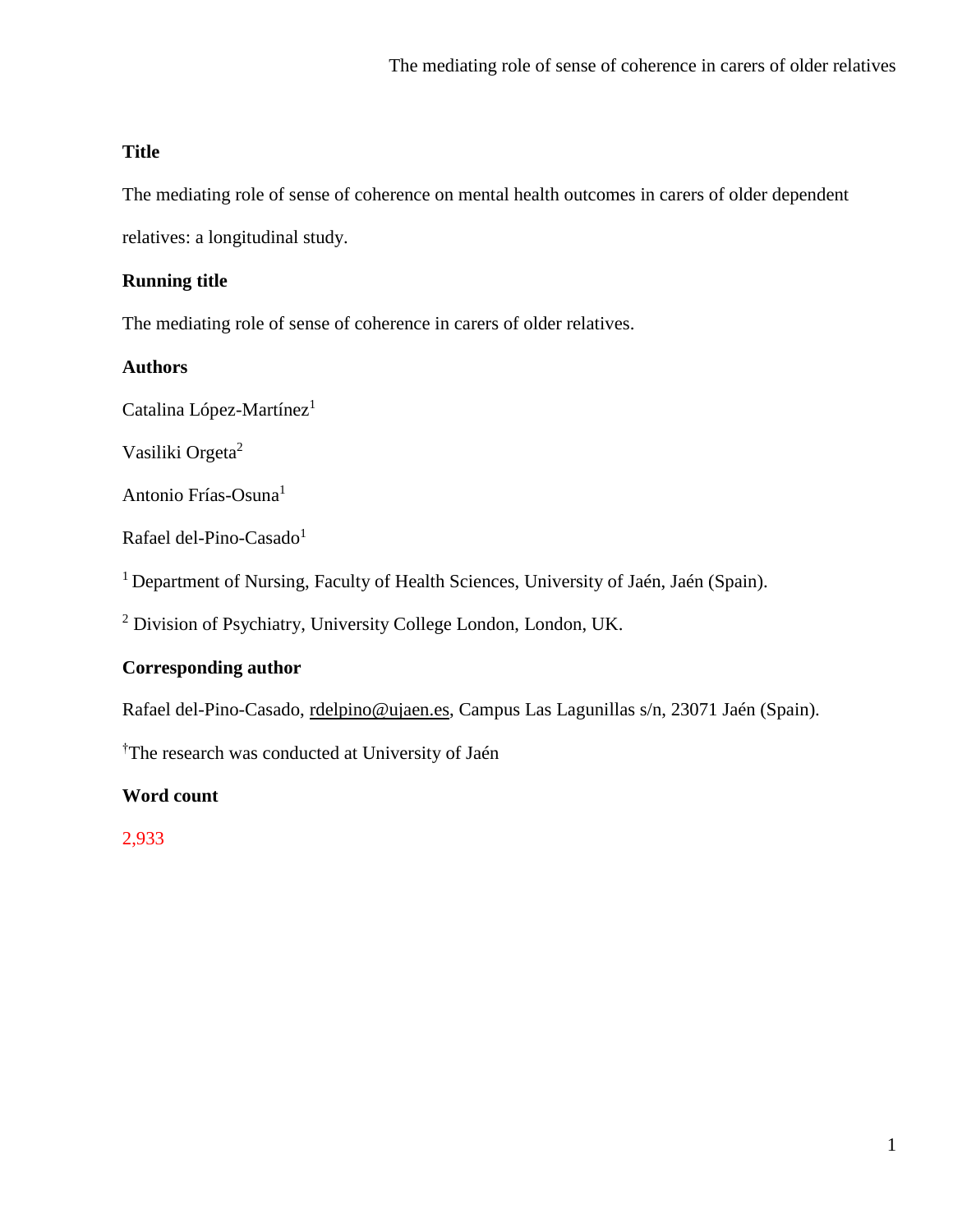**Title**

The mediating role of sense of coherence on mental health outcomes in carers of older dependent relatives: a longitudinal study.

**Running title**

The mediating role of sense of coherence in carers of older relatives.

**Authors**

Catalina López-Martínez[1]

Vasiliki Orgeta[2]

Antonio Frías-Osuna[1]

Rafael del-Pino-Casado[1]

[1] Department of Nursing, Faculty of Health Sciences, University of Jaén, Jaén (Spain).

[2] Division of Psychiatry, University College London, London, UK.

**Corresponding author**

Rafael del-Pino-Casado, rdelpino@ujaen.es, Campus Las Lagunillas s/n, 23071 Jaén (Spain).

[†]The research was conducted at University of Jaén

**Word count**

2,933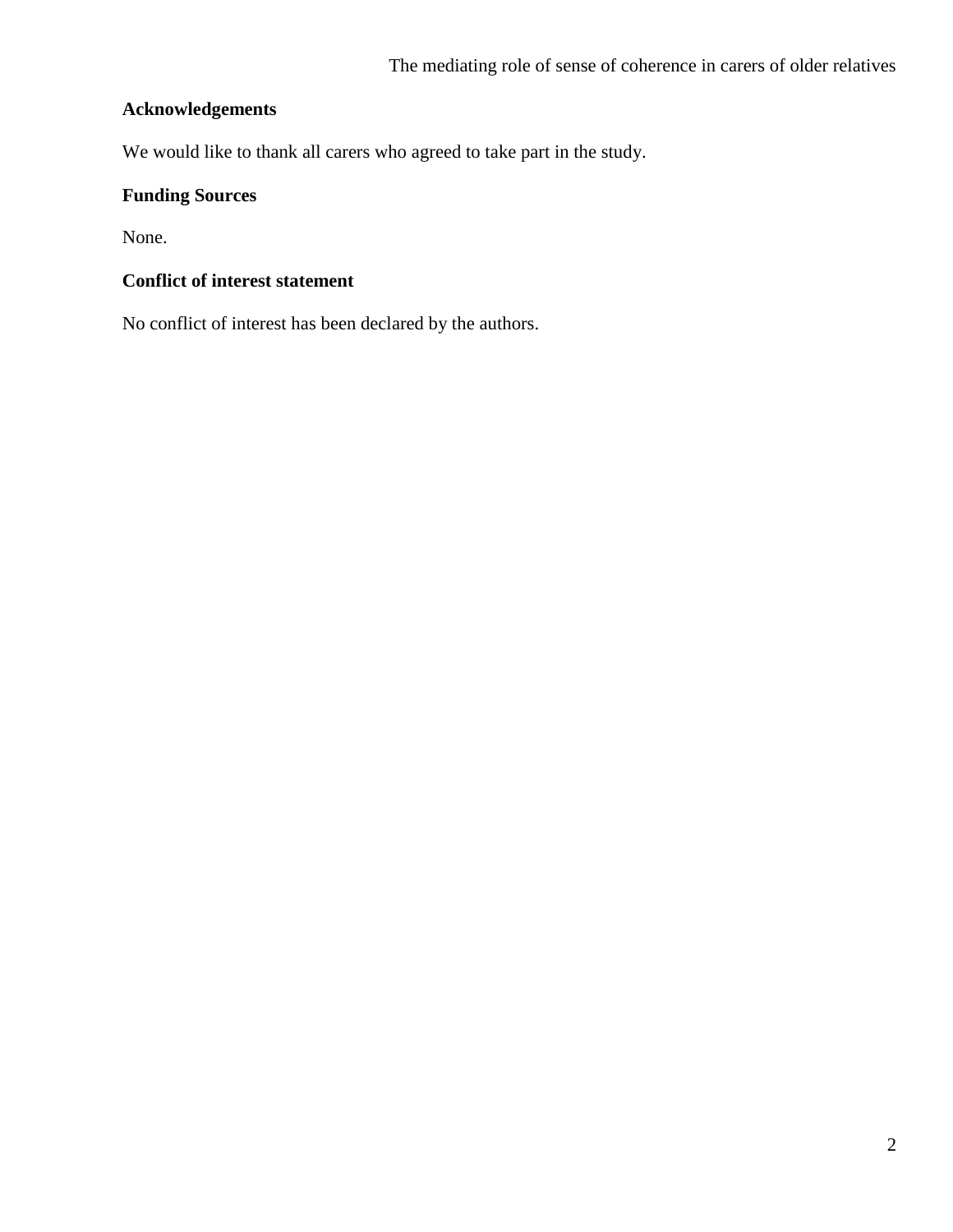## Acknowledgements

We would like to thank all carers who agreed to take part in the study.

## Funding Sources

None.

## Conflict of interest statement

No conflict of interest has been declared by the authors.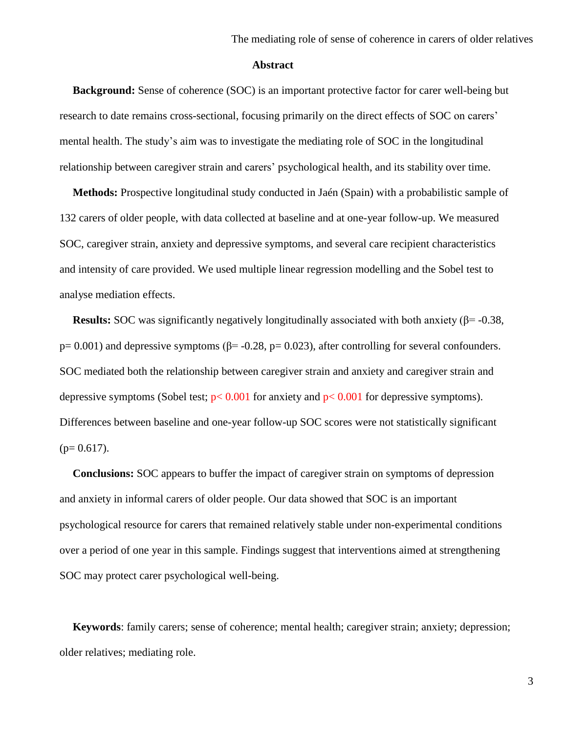## Abstract

**Background:** Sense of coherence (SOC) is an important protective factor for carer well-being but research to date remains cross-sectional, focusing primarily on the direct effects of SOC on carers' mental health. The study's aim was to investigate the mediating role of SOC in the longitudinal relationship between caregiver strain and carers' psychological health, and its stability over time.

**Methods:** Prospective longitudinal study conducted in Jaén (Spain) with a probabilistic sample of 132 carers of older people, with data collected at baseline and at one-year follow-up. We measured SOC, caregiver strain, anxiety and depressive symptoms, and several care recipient characteristics and intensity of care provided. We used multiple linear regression modelling and the Sobel test to analyse mediation effects.

**Results:** SOC was significantly negatively longitudinally associated with both anxiety ($\beta = -0.38$, $p = 0.001$) and depressive symptoms ($\beta = -0.28$, $p = 0.023$), after controlling for several confounders. SOC mediated both the relationship between caregiver strain and anxiety and caregiver strain and depressive symptoms (Sobel test; $p < 0.001$ for anxiety and $p < 0.001$ for depressive symptoms). Differences between baseline and one-year follow-up SOC scores were not statistically significant ($p = 0.617$).

**Conclusions:** SOC appears to buffer the impact of caregiver strain on symptoms of depression and anxiety in informal carers of older people. Our data showed that SOC is an important psychological resource for carers that remained relatively stable under non-experimental conditions over a period of one year in this sample. Findings suggest that interventions aimed at strengthening SOC may protect carer psychological well-being.

**Keywords**: family carers; sense of coherence; mental health; caregiver strain; anxiety; depression; older relatives; mediating role.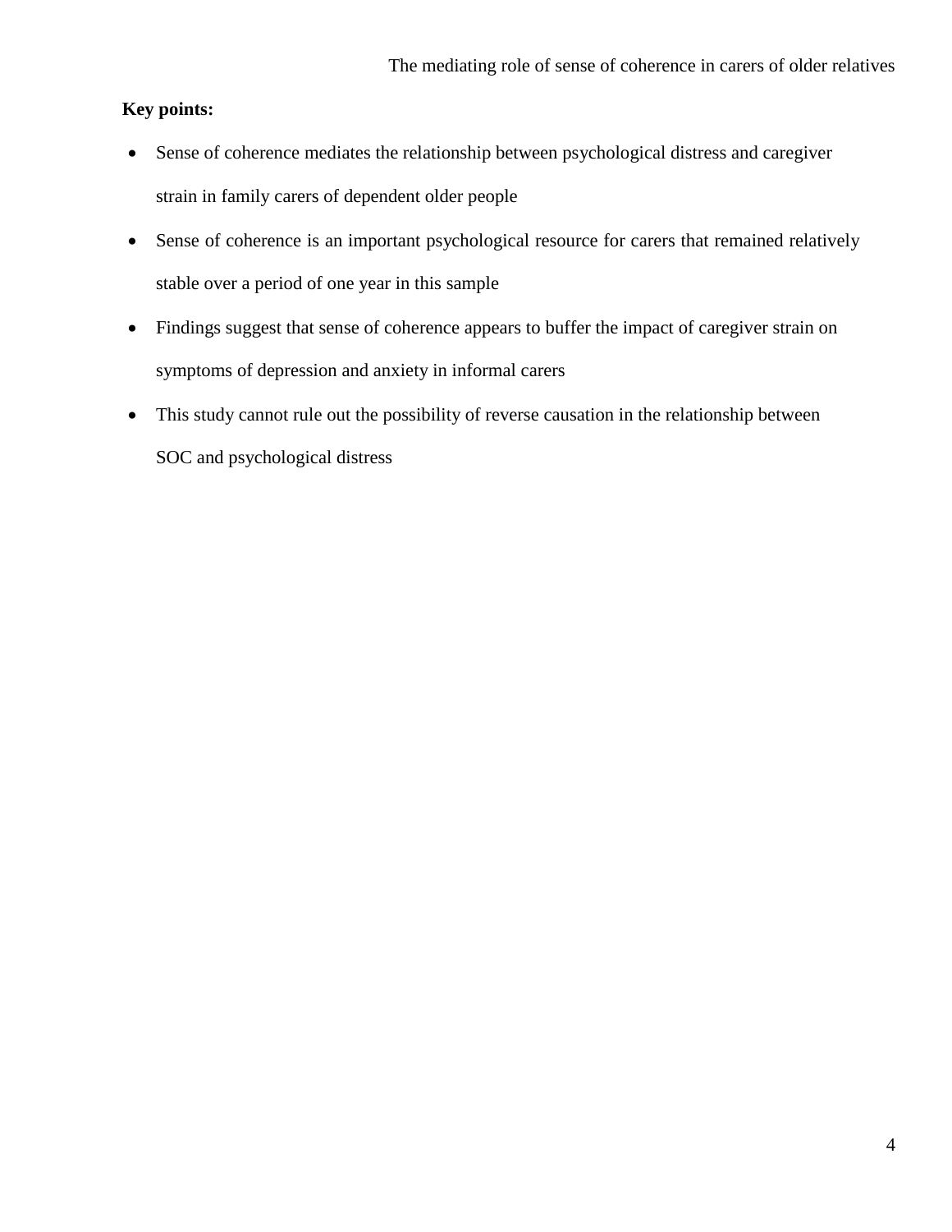**Key points:**

- Sense of coherence mediates the relationship between psychological distress and caregiver strain in family carers of dependent older people
- Sense of coherence is an important psychological resource for carers that remained relatively stable over a period of one year in this sample
- Findings suggest that sense of coherence appears to buffer the impact of caregiver strain on symptoms of depression and anxiety in informal carers
- This study cannot rule out the possibility of reverse causation in the relationship between SOC and psychological distress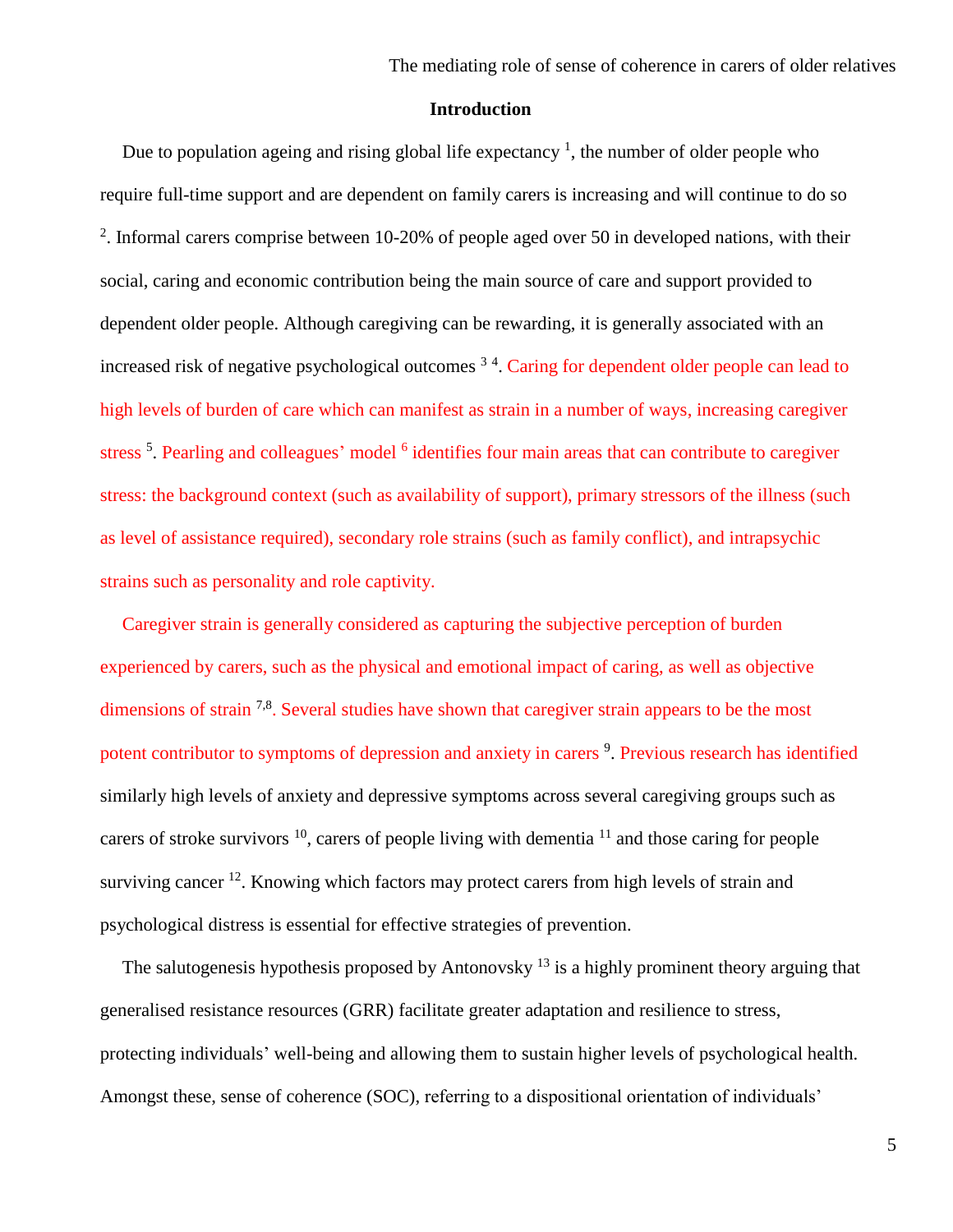## Introduction

Due to population ageing and rising global life expectancy [1], the number of older people who require full-time support and are dependent on family carers is increasing and will continue to do so [2]. Informal carers comprise between 10-20% of people aged over 50 in developed nations, with their social, caring and economic contribution being the main source of care and support provided to dependent older people. Although caregiving can be rewarding, it is generally associated with an increased risk of negative psychological outcomes [3 4]. Caring for dependent older people can lead to high levels of burden of care which can manifest as strain in a number of ways, increasing caregiver stress [5]. Pearling and colleagues' model [6] identifies four main areas that can contribute to caregiver stress: the background context (such as availability of support), primary stressors of the illness (such as level of assistance required), secondary role strains (such as family conflict), and intrapsychic strains such as personality and role captivity.

Caregiver strain is generally considered as capturing the subjective perception of burden experienced by carers, such as the physical and emotional impact of caring, as well as objective dimensions of strain [7,8]. Several studies have shown that caregiver strain appears to be the most potent contributor to symptoms of depression and anxiety in carers [9]. Previous research has identified similarly high levels of anxiety and depressive symptoms across several caregiving groups such as carers of stroke survivors [10], carers of people living with dementia [11] and those caring for people surviving cancer [12]. Knowing which factors may protect carers from high levels of strain and psychological distress is essential for effective strategies of prevention.

The salutogenesis hypothesis proposed by Antonovsky [13] is a highly prominent theory arguing that generalised resistance resources (GRR) facilitate greater adaptation and resilience to stress, protecting individuals' well-being and allowing them to sustain higher levels of psychological health. Amongst these, sense of coherence (SOC), referring to a dispositional orientation of individuals'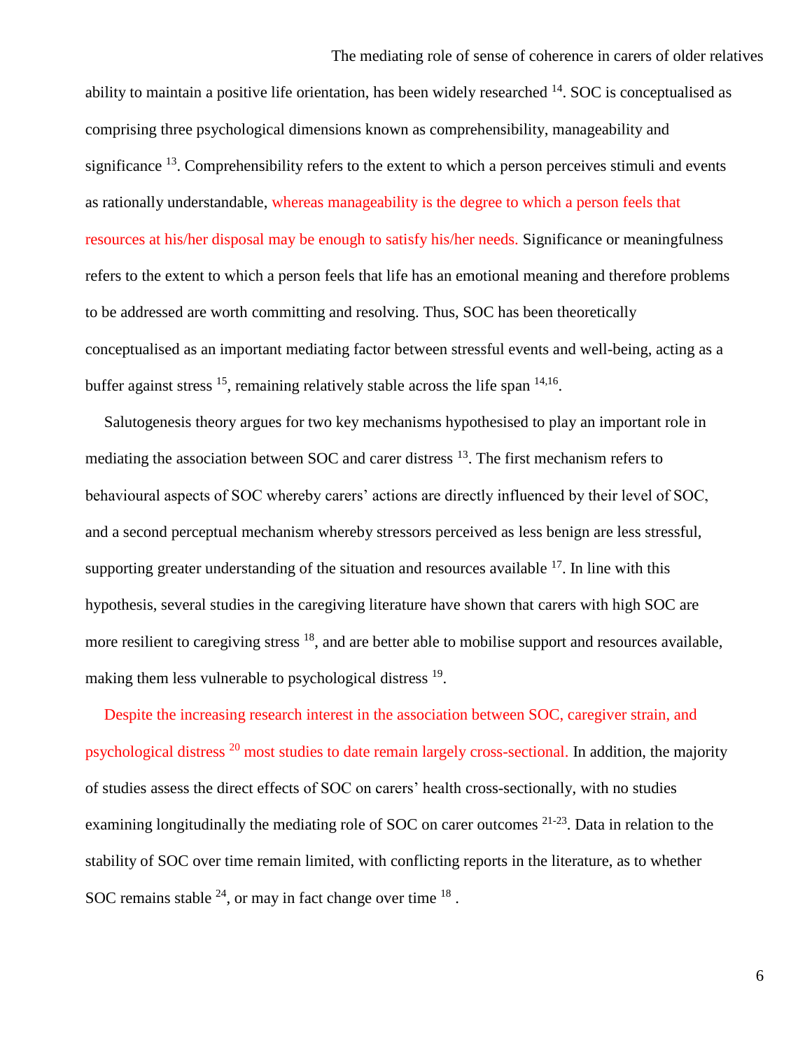ability to maintain a positive life orientation, has been widely researched [14]. SOC is conceptualised as comprising three psychological dimensions known as comprehensibility, manageability and significance [13]. Comprehensibility refers to the extent to which a person perceives stimuli and events as rationally understandable, whereas manageability is the degree to which a person feels that resources at his/her disposal may be enough to satisfy his/her needs. Significance or meaningfulness refers to the extent to which a person feels that life has an emotional meaning and therefore problems to be addressed are worth committing and resolving. Thus, SOC has been theoretically conceptualised as an important mediating factor between stressful events and well-being, acting as a buffer against stress [15], remaining relatively stable across the life span [14,16].

Salutogenesis theory argues for two key mechanisms hypothesised to play an important role in mediating the association between SOC and carer distress [13]. The first mechanism refers to behavioural aspects of SOC whereby carers' actions are directly influenced by their level of SOC, and a second perceptual mechanism whereby stressors perceived as less benign are less stressful, supporting greater understanding of the situation and resources available [17]. In line with this hypothesis, several studies in the caregiving literature have shown that carers with high SOC are more resilient to caregiving stress [18], and are better able to mobilise support and resources available, making them less vulnerable to psychological distress [19].

Despite the increasing research interest in the association between SOC, caregiver strain, and psychological distress [20] most studies to date remain largely cross-sectional. In addition, the majority of studies assess the direct effects of SOC on carers' health cross-sectionally, with no studies examining longitudinally the mediating role of SOC on carer outcomes [21-23]. Data in relation to the stability of SOC over time remain limited, with conflicting reports in the literature, as to whether SOC remains stable [24], or may in fact change over time [18].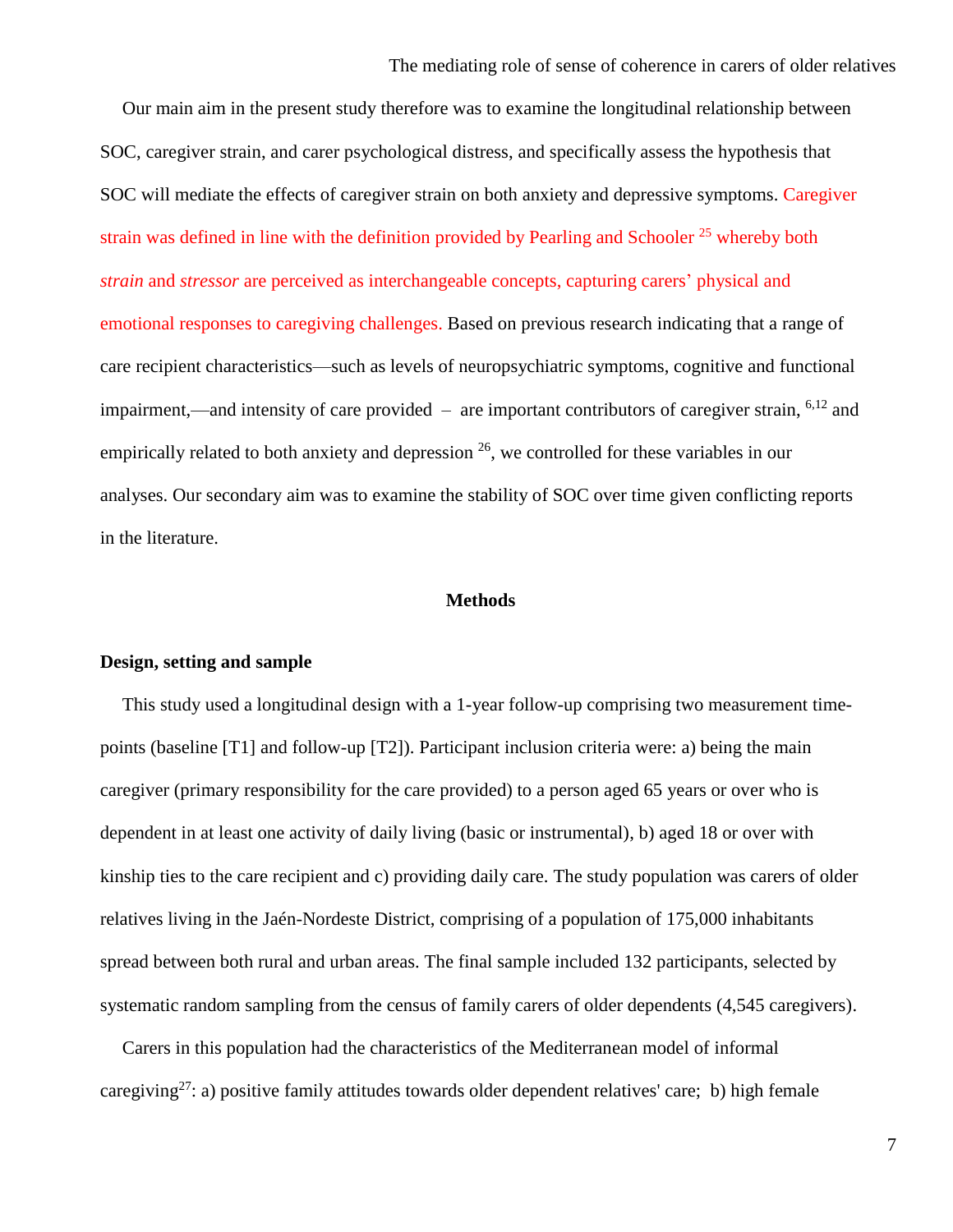Our main aim in the present study therefore was to examine the longitudinal relationship between SOC, caregiver strain, and carer psychological distress, and specifically assess the hypothesis that SOC will mediate the effects of caregiver strain on both anxiety and depressive symptoms. Caregiver strain was defined in line with the definition provided by Pearling and Schooler [25] whereby both *strain* and *stressor* are perceived as interchangeable concepts, capturing carers' physical and emotional responses to caregiving challenges. Based on previous research indicating that a range of care recipient characteristics—such as levels of neuropsychiatric symptoms, cognitive and functional impairment,—and intensity of care provided – are important contributors of caregiver strain, [6,12] and empirically related to both anxiety and depression [26], we controlled for these variables in our analyses. Our secondary aim was to examine the stability of SOC over time given conflicting reports in the literature.

## Methods

### Design, setting and sample

This study used a longitudinal design with a 1-year follow-up comprising two measurement time-points (baseline [T1] and follow-up [T2]). Participant inclusion criteria were: a) being the main caregiver (primary responsibility for the care provided) to a person aged 65 years or over who is dependent in at least one activity of daily living (basic or instrumental), b) aged 18 or over with kinship ties to the care recipient and c) providing daily care. The study population was carers of older relatives living in the Jaén-Nordeste District, comprising of a population of 175,000 inhabitants spread between both rural and urban areas. The final sample included 132 participants, selected by systematic random sampling from the census of family carers of older dependents (4,545 caregivers).

Carers in this population had the characteristics of the Mediterranean model of informal caregiving[27]: a) positive family attitudes towards older dependent relatives' care; b) high female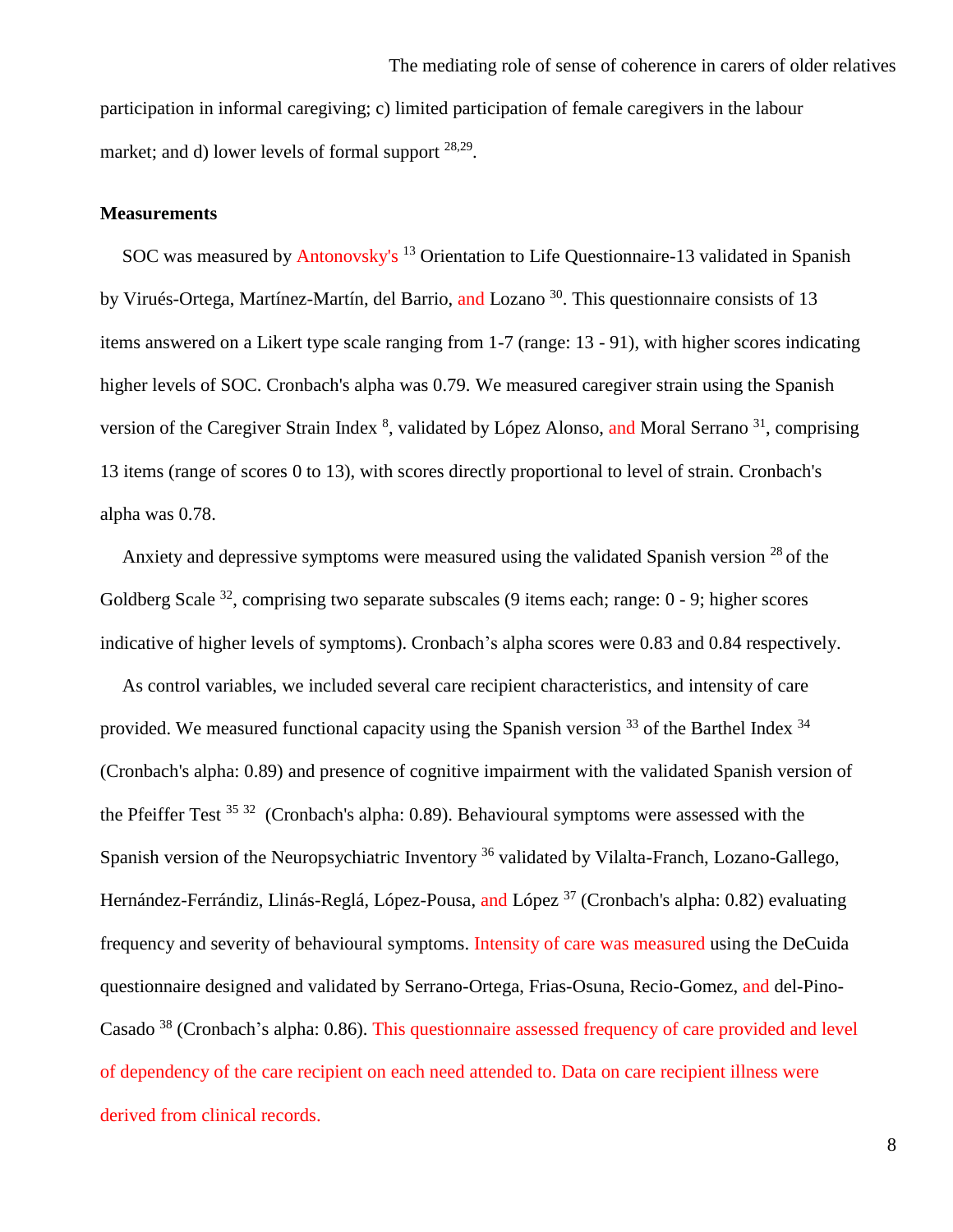participation in informal caregiving; c) limited participation of female caregivers in the labour market; and d) lower levels of formal support [28,29].

**Measurements**

SOC was measured by Antonovsky's [13] Orientation to Life Questionnaire-13 validated in Spanish by Virués-Ortega, Martínez-Martín, del Barrio, and Lozano [30]. This questionnaire consists of 13 items answered on a Likert type scale ranging from 1-7 (range: 13 - 91), with higher scores indicating higher levels of SOC. Cronbach's alpha was 0.79. We measured caregiver strain using the Spanish version of the Caregiver Strain Index [8], validated by López Alonso, and Moral Serrano [31], comprising 13 items (range of scores 0 to 13), with scores directly proportional to level of strain. Cronbach's alpha was 0.78.

Anxiety and depressive symptoms were measured using the validated Spanish version [28] of the Goldberg Scale [32], comprising two separate subscales (9 items each; range: 0 - 9; higher scores indicative of higher levels of symptoms). Cronbach's alpha scores were 0.83 and 0.84 respectively.

As control variables, we included several care recipient characteristics, and intensity of care provided. We measured functional capacity using the Spanish version [33] of the Barthel Index [34] (Cronbach's alpha: 0.89) and presence of cognitive impairment with the validated Spanish version of the Pfeiffer Test [35] [32] (Cronbach's alpha: 0.89). Behavioural symptoms were assessed with the Spanish version of the Neuropsychiatric Inventory [36] validated by Vilalta-Franch, Lozano-Gallego, Hernández-Ferrándiz, Llinás-Reglá, López-Pousa, and López [37] (Cronbach's alpha: 0.82) evaluating frequency and severity of behavioural symptoms. Intensity of care was measured using the DeCuida questionnaire designed and validated by Serrano-Ortega, Frias-Osuna, Recio-Gomez, and del-Pino-Casado [38] (Cronbach's alpha: 0.86). This questionnaire assessed frequency of care provided and level of dependency of the care recipient on each need attended to. Data on care recipient illness were derived from clinical records.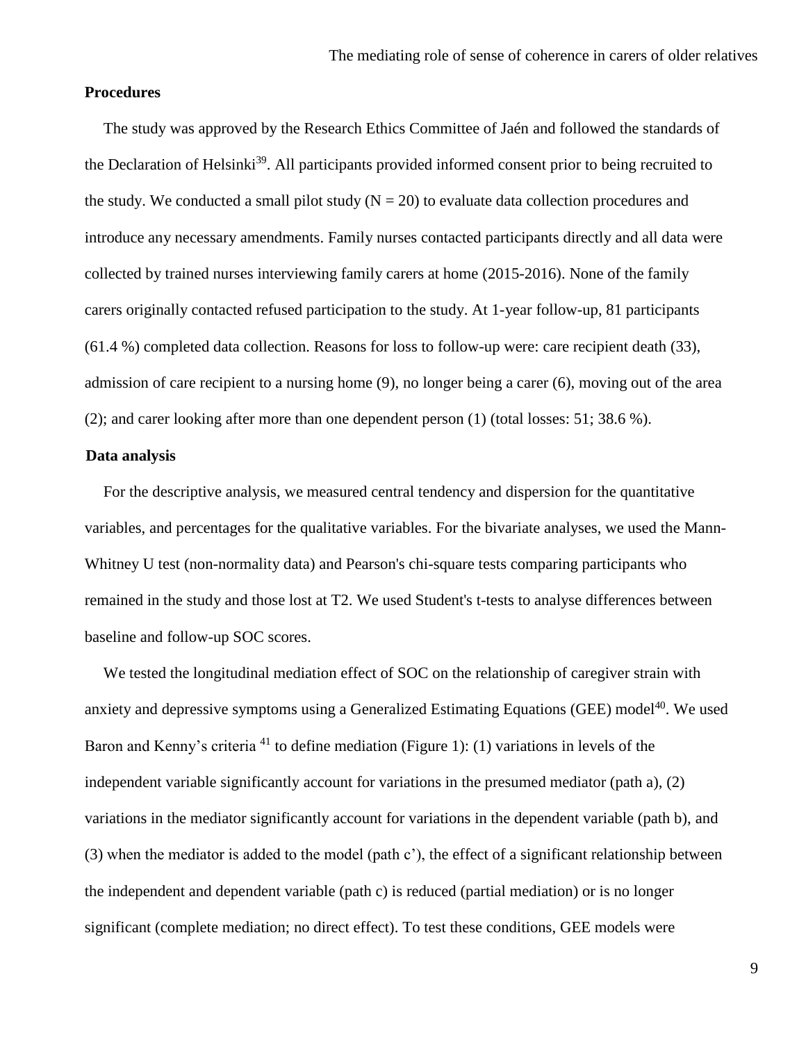## Procedures

The study was approved by the Research Ethics Committee of Jaén and followed the standards of the Declaration of Helsinki[39]. All participants provided informed consent prior to being recruited to the study. We conducted a small pilot study ($N = 20$) to evaluate data collection procedures and introduce any necessary amendments. Family nurses contacted participants directly and all data were collected by trained nurses interviewing family carers at home (2015-2016). None of the family carers originally contacted refused participation to the study. At 1-year follow-up, 81 participants (61.4 %) completed data collection. Reasons for loss to follow-up were: care recipient death (33), admission of care recipient to a nursing home (9), no longer being a carer (6), moving out of the area (2); and carer looking after more than one dependent person (1) (total losses: 51; 38.6 %).

## Data analysis

For the descriptive analysis, we measured central tendency and dispersion for the quantitative variables, and percentages for the qualitative variables. For the bivariate analyses, we used the Mann-Whitney U test (non-normality data) and Pearson's chi-square tests comparing participants who remained in the study and those lost at T2. We used Student's t-tests to analyse differences between baseline and follow-up SOC scores.

We tested the longitudinal mediation effect of SOC on the relationship of caregiver strain with anxiety and depressive symptoms using a Generalized Estimating Equations (GEE) model[40]. We used Baron and Kenny's criteria [41] to define mediation (Figure 1): (1) variations in levels of the independent variable significantly account for variations in the presumed mediator (path a), (2) variations in the mediator significantly account for variations in the dependent variable (path b), and (3) when the mediator is added to the model (path c'), the effect of a significant relationship between the independent and dependent variable (path c) is reduced (partial mediation) or is no longer significant (complete mediation; no direct effect). To test these conditions, GEE models were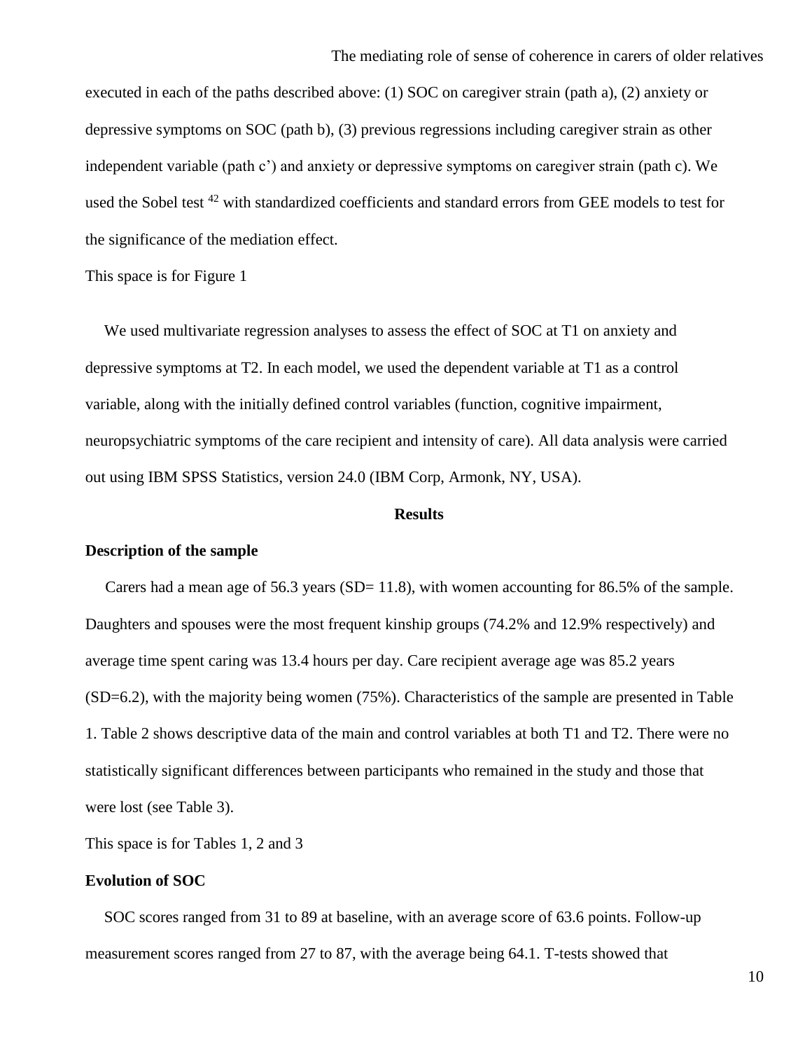executed in each of the paths described above: (1) SOC on caregiver strain (path a), (2) anxiety or depressive symptoms on SOC (path b), (3) previous regressions including caregiver strain as other independent variable (path c') and anxiety or depressive symptoms on caregiver strain (path c). We used the Sobel test [42] with standardized coefficients and standard errors from GEE models to test for the significance of the mediation effect.

This space is for Figure 1

We used multivariate regression analyses to assess the effect of SOC at T1 on anxiety and depressive symptoms at T2. In each model, we used the dependent variable at T1 as a control variable, along with the initially defined control variables (function, cognitive impairment, neuropsychiatric symptoms of the care recipient and intensity of care). All data analysis were carried out using IBM SPSS Statistics, version 24.0 (IBM Corp, Armonk, NY, USA).

## Results

### Description of the sample

Carers had a mean age of 56.3 years (SD= 11.8), with women accounting for 86.5% of the sample. Daughters and spouses were the most frequent kinship groups (74.2% and 12.9% respectively) and average time spent caring was 13.4 hours per day. Care recipient average age was 85.2 years (SD=6.2), with the majority being women (75%). Characteristics of the sample are presented in Table 1. Table 2 shows descriptive data of the main and control variables at both T1 and T2. There were no statistically significant differences between participants who remained in the study and those that were lost (see Table 3).

This space is for Tables 1, 2 and 3

### Evolution of SOC

SOC scores ranged from 31 to 89 at baseline, with an average score of 63.6 points. Follow-up measurement scores ranged from 27 to 87, with the average being 64.1. T-tests showed that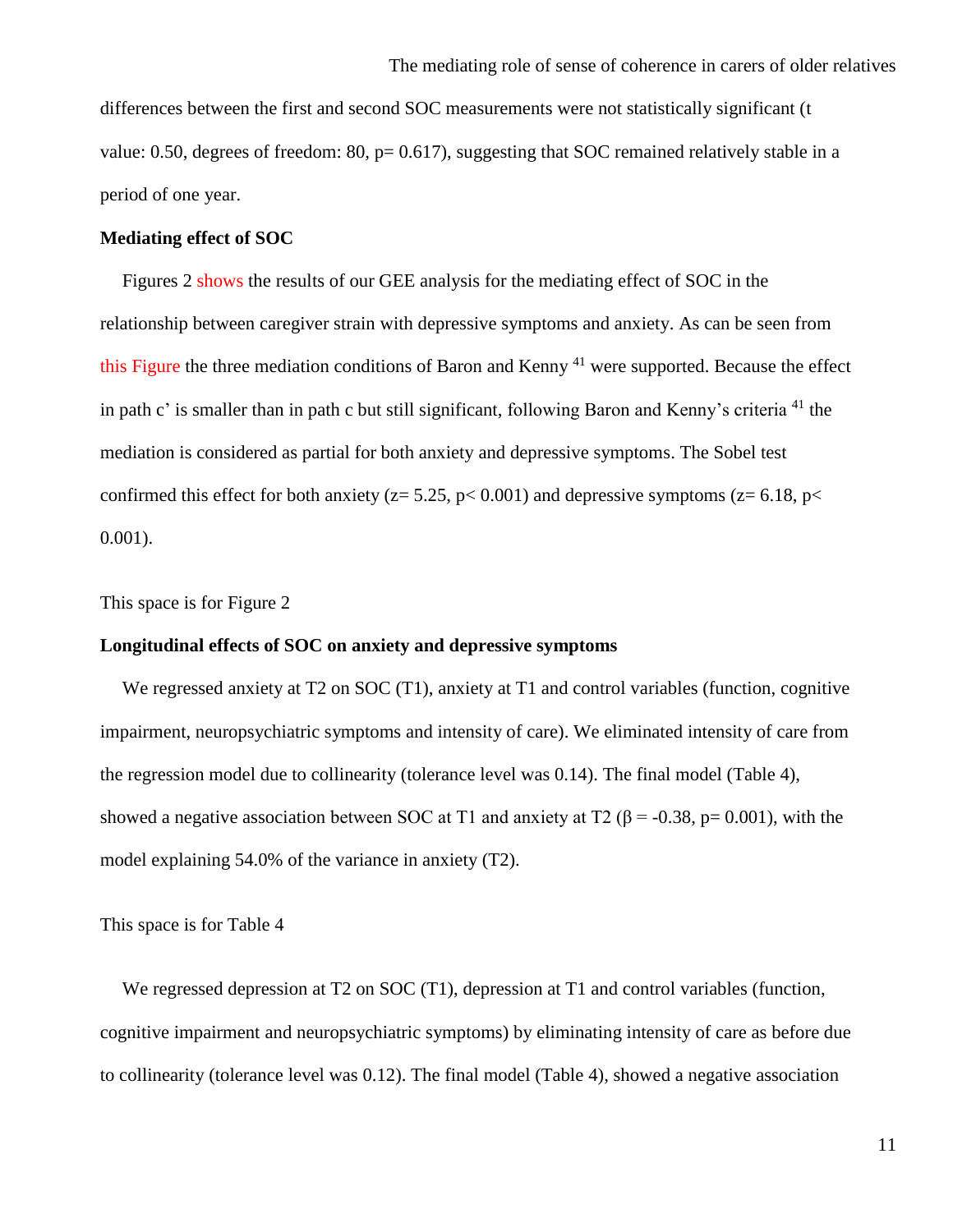differences between the first and second SOC measurements were not statistically significant (t value: 0.50, degrees of freedom: 80, $p = 0.617$), suggesting that SOC remained relatively stable in a period of one year.

**Mediating effect of SOC**

Figures 2 shows the results of our GEE analysis for the mediating effect of SOC in the relationship between caregiver strain with depressive symptoms and anxiety. As can be seen from this Figure the three mediation conditions of Baron and Kenny [41] were supported. Because the effect in path c' is smaller than in path c but still significant, following Baron and Kenny's criteria [41] the mediation is considered as partial for both anxiety and depressive symptoms. The Sobel test confirmed this effect for both anxiety ($z = 5.25$, $p < 0.001$) and depressive symptoms ($z = 6.18$, $p < 0.001$).

This space is for Figure 2

**Longitudinal effects of SOC on anxiety and depressive symptoms**

We regressed anxiety at T2 on SOC (T1), anxiety at T1 and control variables (function, cognitive impairment, neuropsychiatric symptoms and intensity of care). We eliminated intensity of care from the regression model due to collinearity (tolerance level was 0.14). The final model (Table 4), showed a negative association between SOC at T1 and anxiety at T2 ($\beta = -0.38$, $p = 0.001$), with the model explaining 54.0% of the variance in anxiety (T2).

This space is for Table 4

We regressed depression at T2 on SOC (T1), depression at T1 and control variables (function, cognitive impairment and neuropsychiatric symptoms) by eliminating intensity of care as before due to collinearity (tolerance level was 0.12). The final model (Table 4), showed a negative association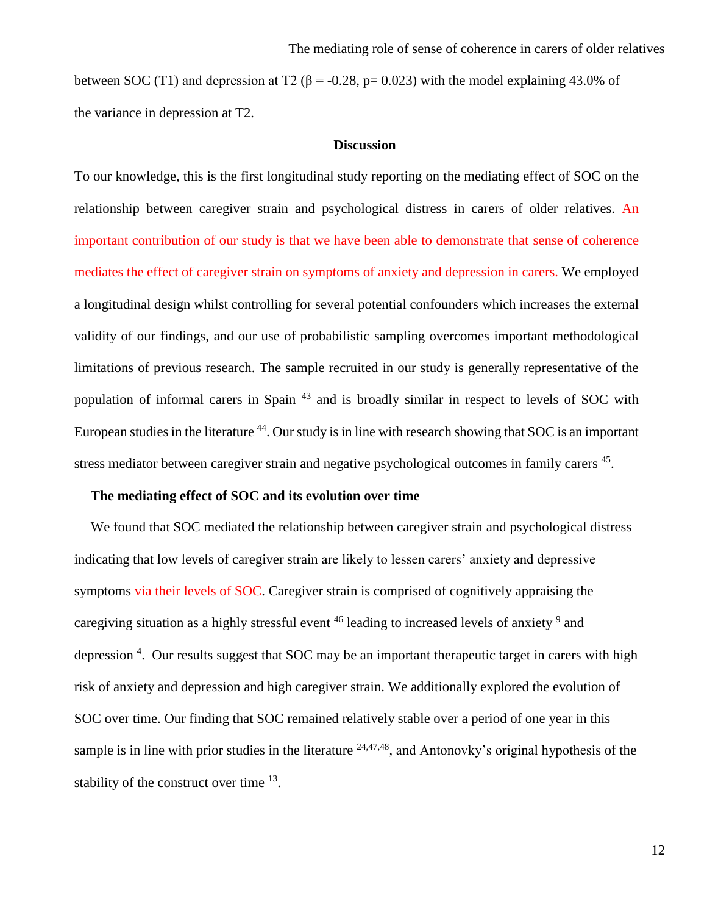between SOC (T1) and depression at T2 ($\beta = -0.28$, $p = 0.023$) with the model explaining 43.0% of the variance in depression at T2.

## Discussion

To our knowledge, this is the first longitudinal study reporting on the mediating effect of SOC on the relationship between caregiver strain and psychological distress in carers of older relatives. An important contribution of our study is that we have been able to demonstrate that sense of coherence mediates the effect of caregiver strain on symptoms of anxiety and depression in carers. We employed a longitudinal design whilst controlling for several potential confounders which increases the external validity of our findings, and our use of probabilistic sampling overcomes important methodological limitations of previous research. The sample recruited in our study is generally representative of the population of informal carers in Spain [43] and is broadly similar in respect to levels of SOC with European studies in the literature [44]. Our study is in line with research showing that SOC is an important stress mediator between caregiver strain and negative psychological outcomes in family carers [45].

### The mediating effect of SOC and its evolution over time

We found that SOC mediated the relationship between caregiver strain and psychological distress indicating that low levels of caregiver strain are likely to lessen carers' anxiety and depressive symptoms via their levels of SOC. Caregiver strain is comprised of cognitively appraising the caregiving situation as a highly stressful event [46] leading to increased levels of anxiety [9] and depression [4]. Our results suggest that SOC may be an important therapeutic target in carers with high risk of anxiety and depression and high caregiver strain. We additionally explored the evolution of SOC over time. Our finding that SOC remained relatively stable over a period of one year in this sample is in line with prior studies in the literature [24,47,48], and Antonovky's original hypothesis of the stability of the construct over time [13].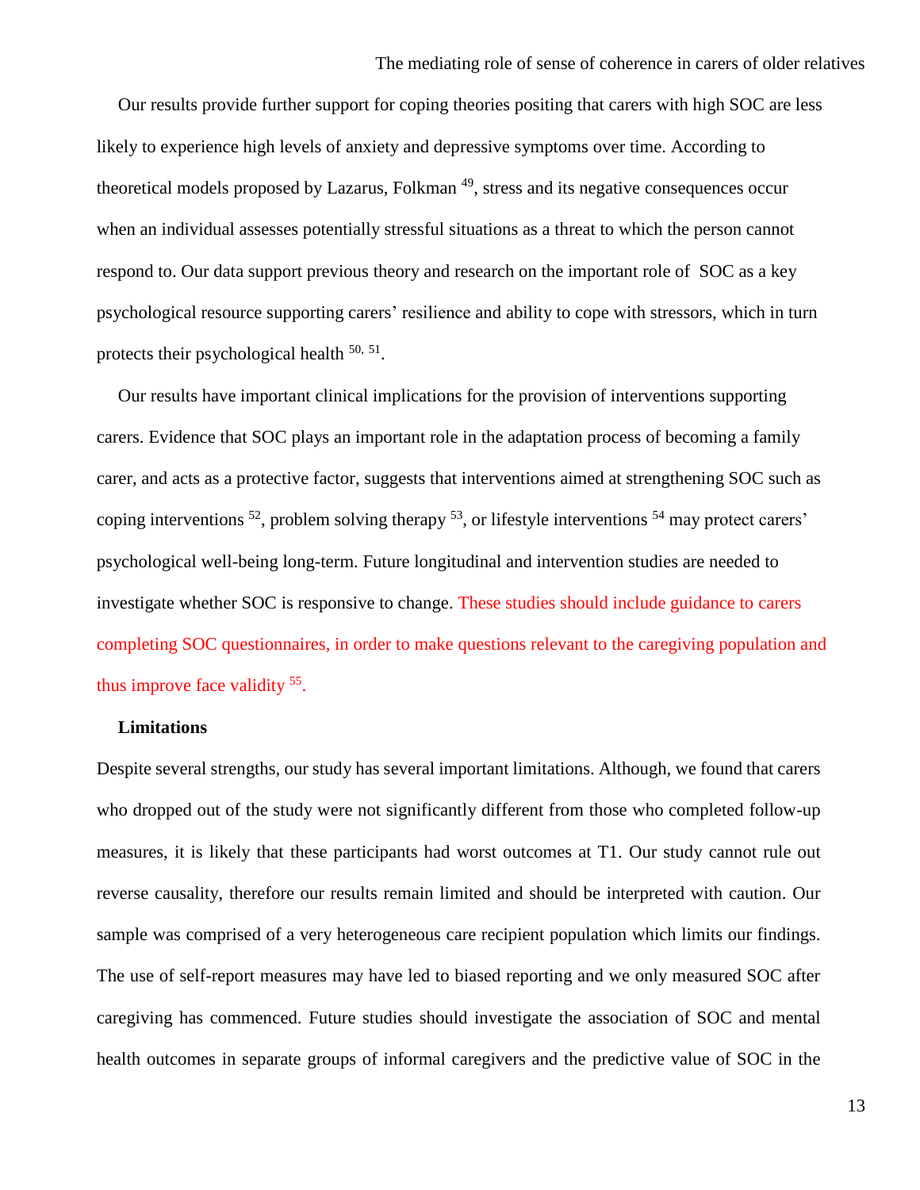Our results provide further support for coping theories positing that carers with high SOC are less likely to experience high levels of anxiety and depressive symptoms over time. According to theoretical models proposed by Lazarus, Folkman [49], stress and its negative consequences occur when an individual assesses potentially stressful situations as a threat to which the person cannot respond to. Our data support previous theory and research on the important role of SOC as a key psychological resource supporting carers' resilience and ability to cope with stressors, which in turn protects their psychological health [50, 51].

Our results have important clinical implications for the provision of interventions supporting carers. Evidence that SOC plays an important role in the adaptation process of becoming a family carer, and acts as a protective factor, suggests that interventions aimed at strengthening SOC such as coping interventions [52], problem solving therapy [53], or lifestyle interventions [54] may protect carers' psychological well-being long-term. Future longitudinal and intervention studies are needed to investigate whether SOC is responsive to change. These studies should include guidance to carers completing SOC questionnaires, in order to make questions relevant to the caregiving population and thus improve face validity [55].

### Limitations

Despite several strengths, our study has several important limitations. Although, we found that carers who dropped out of the study were not significantly different from those who completed follow-up measures, it is likely that these participants had worst outcomes at T1. Our study cannot rule out reverse causality, therefore our results remain limited and should be interpreted with caution. Our sample was comprised of a very heterogeneous care recipient population which limits our findings. The use of self-report measures may have led to biased reporting and we only measured SOC after caregiving has commenced. Future studies should investigate the association of SOC and mental health outcomes in separate groups of informal caregivers and the predictive value of SOC in the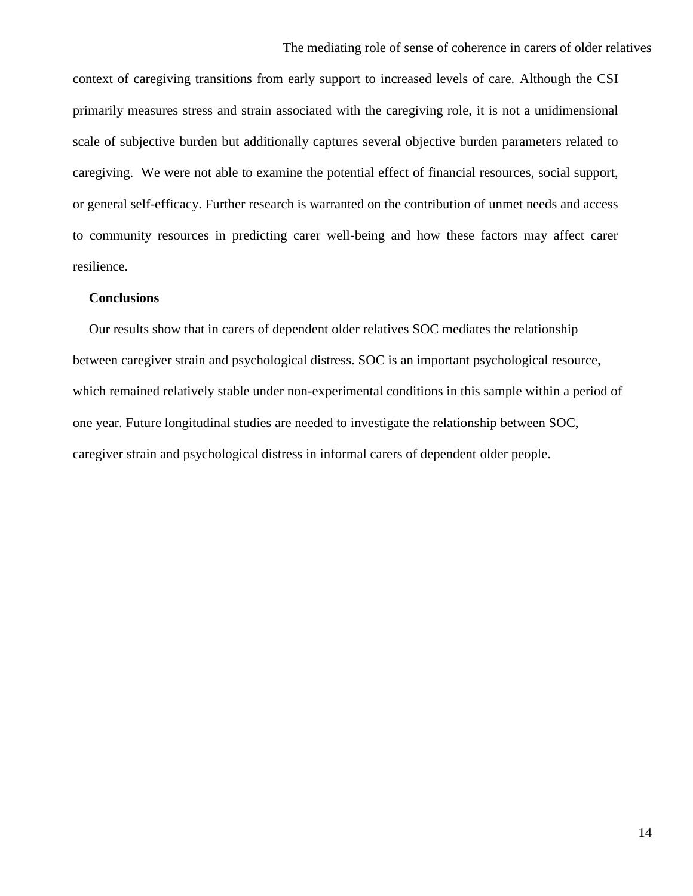context of caregiving transitions from early support to increased levels of care. Although the CSI primarily measures stress and strain associated with the caregiving role, it is not a unidimensional scale of subjective burden but additionally captures several objective burden parameters related to caregiving. We were not able to examine the potential effect of financial resources, social support, or general self-efficacy. Further research is warranted on the contribution of unmet needs and access to community resources in predicting carer well-being and how these factors may affect carer resilience.

**Conclusions**

Our results show that in carers of dependent older relatives SOC mediates the relationship between caregiver strain and psychological distress. SOC is an important psychological resource, which remained relatively stable under non-experimental conditions in this sample within a period of one year. Future longitudinal studies are needed to investigate the relationship between SOC, caregiver strain and psychological distress in informal carers of dependent older people.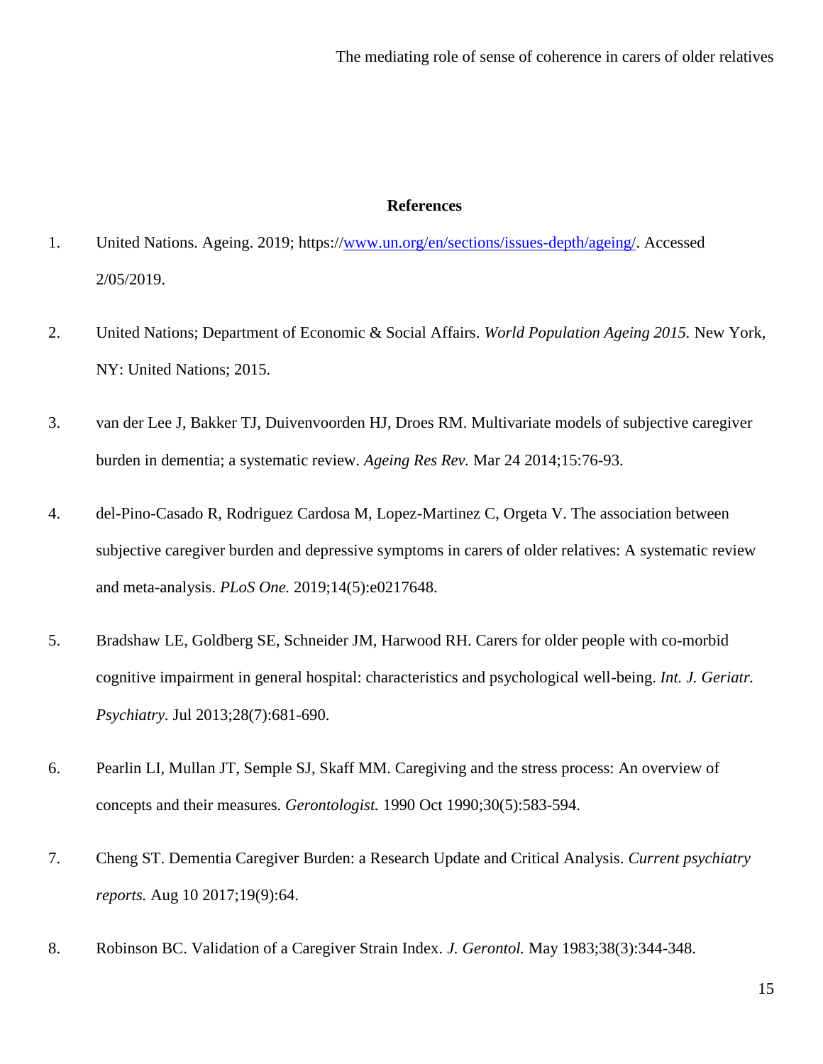## References

1. United Nations. Ageing. 2019; https://www.un.org/en/sections/issues-depth/ageing/. Accessed 2/05/2019.

2. United Nations; Department of Economic & Social Affairs. *World Population Ageing 2015.* New York, NY: United Nations; 2015.

3. van der Lee J, Bakker TJ, Duivenvoorden HJ, Droes RM. Multivariate models of subjective caregiver burden in dementia; a systematic review. *Ageing Res Rev.* Mar 24 2014;15:76-93.

4. del-Pino-Casado R, Rodriguez Cardosa M, Lopez-Martinez C, Orgeta V. The association between subjective caregiver burden and depressive symptoms in carers of older relatives: A systematic review and meta-analysis. *PLoS One.* 2019;14(5):e0217648.

5. Bradshaw LE, Goldberg SE, Schneider JM, Harwood RH. Carers for older people with co-morbid cognitive impairment in general hospital: characteristics and psychological well-being. *Int. J. Geriatr. Psychiatry.* Jul 2013;28(7):681-690.

6. Pearlin LI, Mullan JT, Semple SJ, Skaff MM. Caregiving and the stress process: An overview of concepts and their measures. *Gerontologist.* 1990 Oct 1990;30(5):583-594.

7. Cheng ST. Dementia Caregiver Burden: a Research Update and Critical Analysis. *Current psychiatry reports.* Aug 10 2017;19(9):64.

8. Robinson BC. Validation of a Caregiver Strain Index. *J. Gerontol.* May 1983;38(3):344-348.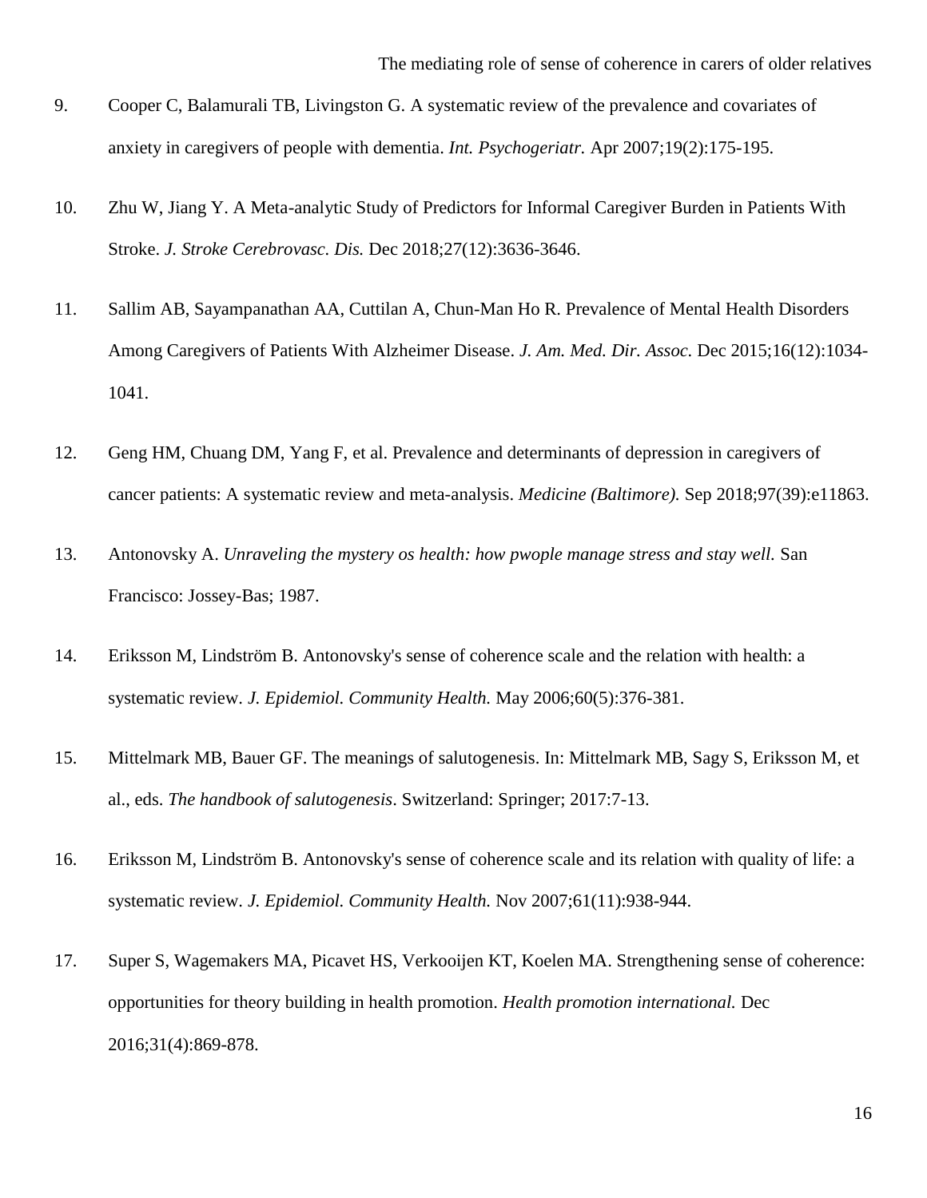9. Cooper C, Balamurali TB, Livingston G. A systematic review of the prevalence and covariates of anxiety in caregivers of people with dementia. *Int. Psychogeriatr.* Apr 2007;19(2):175-195.

10. Zhu W, Jiang Y. A Meta-analytic Study of Predictors for Informal Caregiver Burden in Patients With Stroke. *J. Stroke Cerebrovasc. Dis.* Dec 2018;27(12):3636-3646.

11. Sallim AB, Sayampanathan AA, Cuttilan A, Chun-Man Ho R. Prevalence of Mental Health Disorders Among Caregivers of Patients With Alzheimer Disease. *J. Am. Med. Dir. Assoc.* Dec 2015;16(12):1034-1041.

12. Geng HM, Chuang DM, Yang F, et al. Prevalence and determinants of depression in caregivers of cancer patients: A systematic review and meta-analysis. *Medicine (Baltimore).* Sep 2018;97(39):e11863.

13. Antonovsky A. *Unraveling the mystery os health: how pwople manage stress and stay well.* San Francisco: Jossey-Bas; 1987.

14. Eriksson M, Lindström B. Antonovsky's sense of coherence scale and the relation with health: a systematic review. *J. Epidemiol. Community Health.* May 2006;60(5):376-381.

15. Mittelmark MB, Bauer GF. The meanings of salutogenesis. In: Mittelmark MB, Sagy S, Eriksson M, et al., eds. *The handbook of salutogenesis*. Switzerland: Springer; 2017:7-13.

16. Eriksson M, Lindström B. Antonovsky's sense of coherence scale and its relation with quality of life: a systematic review. *J. Epidemiol. Community Health.* Nov 2007;61(11):938-944.

17. Super S, Wagemakers MA, Picavet HS, Verkooijen KT, Koelen MA. Strengthening sense of coherence: opportunities for theory building in health promotion. *Health promotion international.* Dec 2016;31(4):869-878.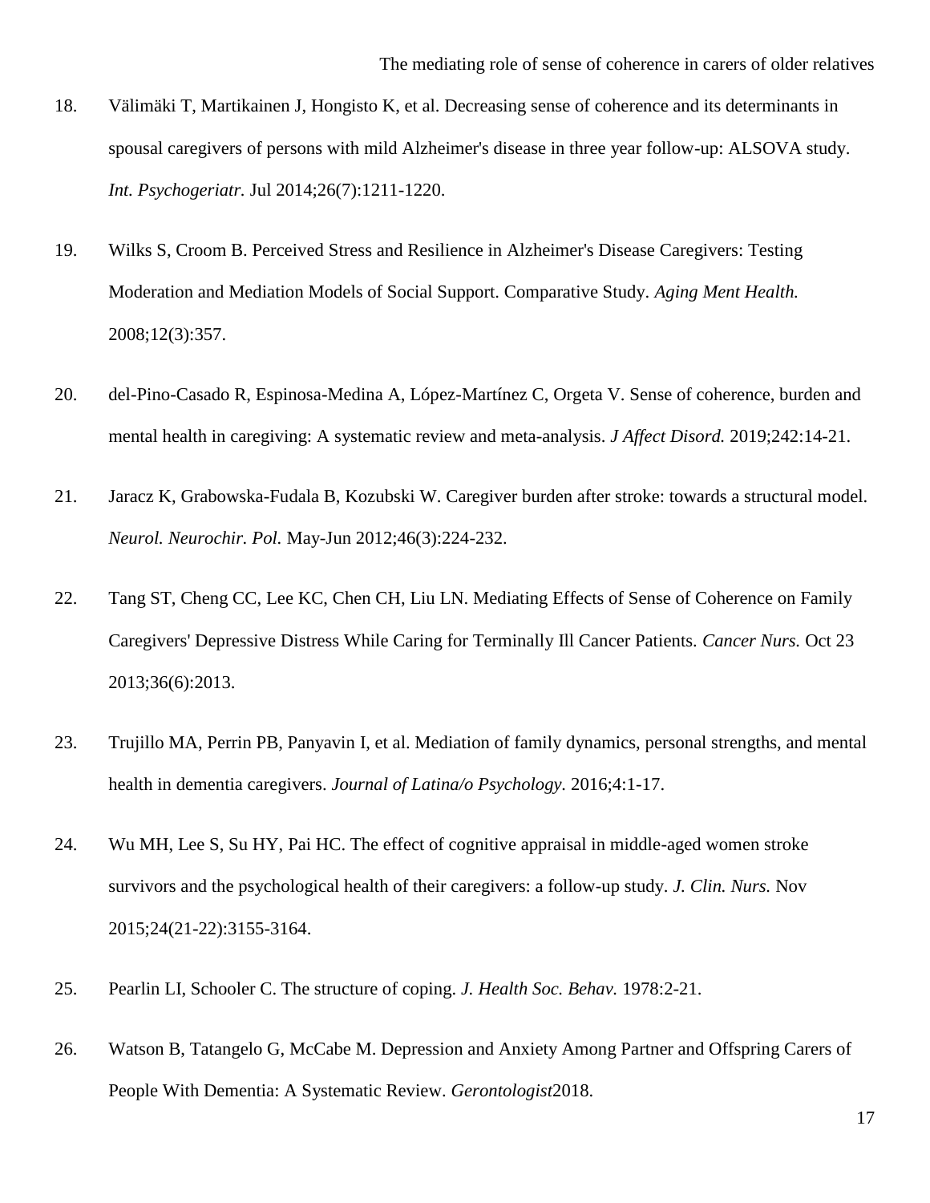18. Välimäki T, Martikainen J, Hongisto K, et al. Decreasing sense of coherence and its determinants in spousal caregivers of persons with mild Alzheimer's disease in three year follow-up: ALSOVA study. *Int. Psychogeriatr.* Jul 2014;26(7):1211-1220.

19. Wilks S, Croom B. Perceived Stress and Resilience in Alzheimer's Disease Caregivers: Testing Moderation and Mediation Models of Social Support. Comparative Study. *Aging Ment Health.* 2008;12(3):357.

20. del-Pino-Casado R, Espinosa-Medina A, López-Martínez C, Orgeta V. Sense of coherence, burden and mental health in caregiving: A systematic review and meta-analysis. *J Affect Disord.* 2019;242:14-21.

21. Jaracz K, Grabowska-Fudala B, Kozubski W. Caregiver burden after stroke: towards a structural model. *Neurol. Neurochir. Pol.* May-Jun 2012;46(3):224-232.

22. Tang ST, Cheng CC, Lee KC, Chen CH, Liu LN. Mediating Effects of Sense of Coherence on Family Caregivers' Depressive Distress While Caring for Terminally Ill Cancer Patients. *Cancer Nurs.* Oct 23 2013;36(6):2013.

23. Trujillo MA, Perrin PB, Panyavin I, et al. Mediation of family dynamics, personal strengths, and mental health in dementia caregivers. *Journal of Latina/o Psychology.* 2016;4:1-17.

24. Wu MH, Lee S, Su HY, Pai HC. The effect of cognitive appraisal in middle-aged women stroke survivors and the psychological health of their caregivers: a follow-up study. *J. Clin. Nurs.* Nov 2015;24(21-22):3155-3164.

25. Pearlin LI, Schooler C. The structure of coping. *J. Health Soc. Behav.* 1978:2-21.

26. Watson B, Tatangelo G, McCabe M. Depression and Anxiety Among Partner and Offspring Carers of People With Dementia: A Systematic Review. *Gerontologist*2018.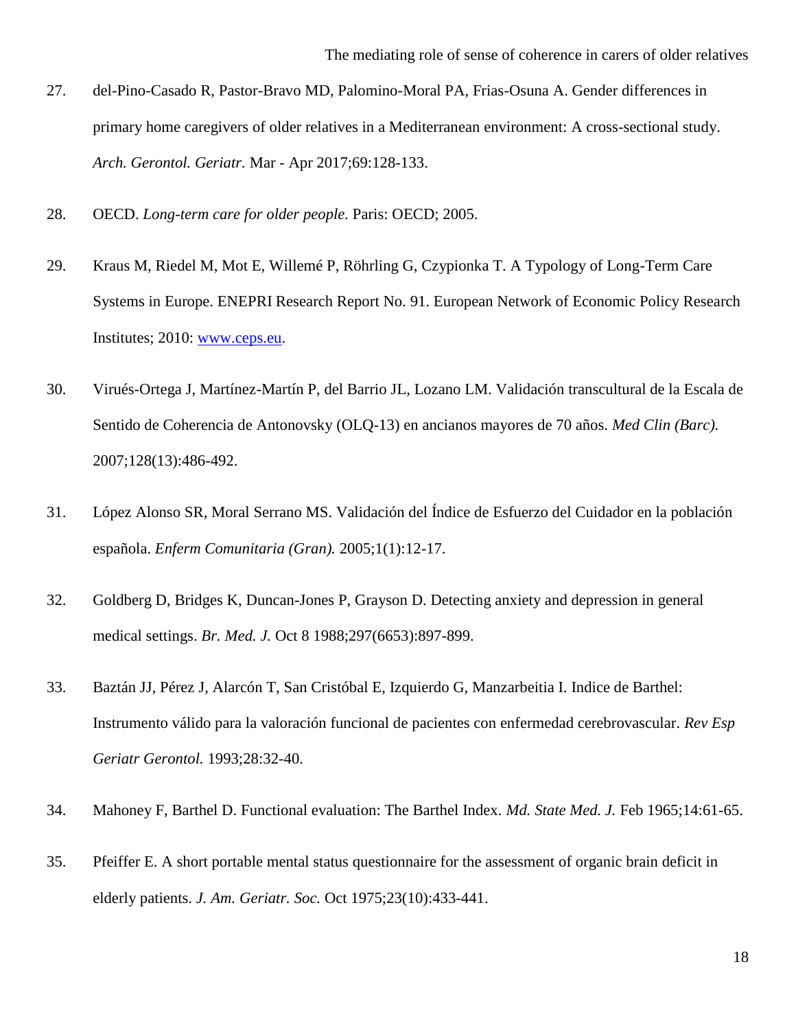27. del-Pino-Casado R, Pastor-Bravo MD, Palomino-Moral PA, Frias-Osuna A. Gender differences in primary home caregivers of older relatives in a Mediterranean environment: A cross-sectional study. *Arch. Gerontol. Geriatr.* Mar - Apr 2017;69:128-133.

28. OECD. *Long-term care for older people.* Paris: OECD; 2005.

29. Kraus M, Riedel M, Mot E, Willemé P, Röhrling G, Czypionka T. A Typology of Long-Term Care Systems in Europe. ENEPRI Research Report No. 91. European Network of Economic Policy Research Institutes; 2010: [www.ceps.eu](www.ceps.eu).

30. Virués-Ortega J, Martínez-Martín P, del Barrio JL, Lozano LM. Validación transcultural de la Escala de Sentido de Coherencia de Antonovsky (OLQ-13) en ancianos mayores de 70 años. *Med Clin (Barc).* 2007;128(13):486-492.

31. López Alonso SR, Moral Serrano MS. Validación del Índice de Esfuerzo del Cuidador en la población española. *Enferm Comunitaria (Gran).* 2005;1(1):12-17.

32. Goldberg D, Bridges K, Duncan-Jones P, Grayson D. Detecting anxiety and depression in general medical settings. *Br. Med. J.* Oct 8 1988;297(6653):897-899.

33. Baztán JJ, Pérez J, Alarcón T, San Cristóbal E, Izquierdo G, Manzarbeitia I. Indice de Barthel: Instrumento válido para la valoración funcional de pacientes con enfermedad cerebrovascular. *Rev Esp Geriatr Gerontol.* 1993;28:32-40.

34. Mahoney F, Barthel D. Functional evaluation: The Barthel Index. *Md. State Med. J.* Feb 1965;14:61-65.

35. Pfeiffer E. A short portable mental status questionnaire for the assessment of organic brain deficit in elderly patients. *J. Am. Geriatr. Soc.* Oct 1975;23(10):433-441.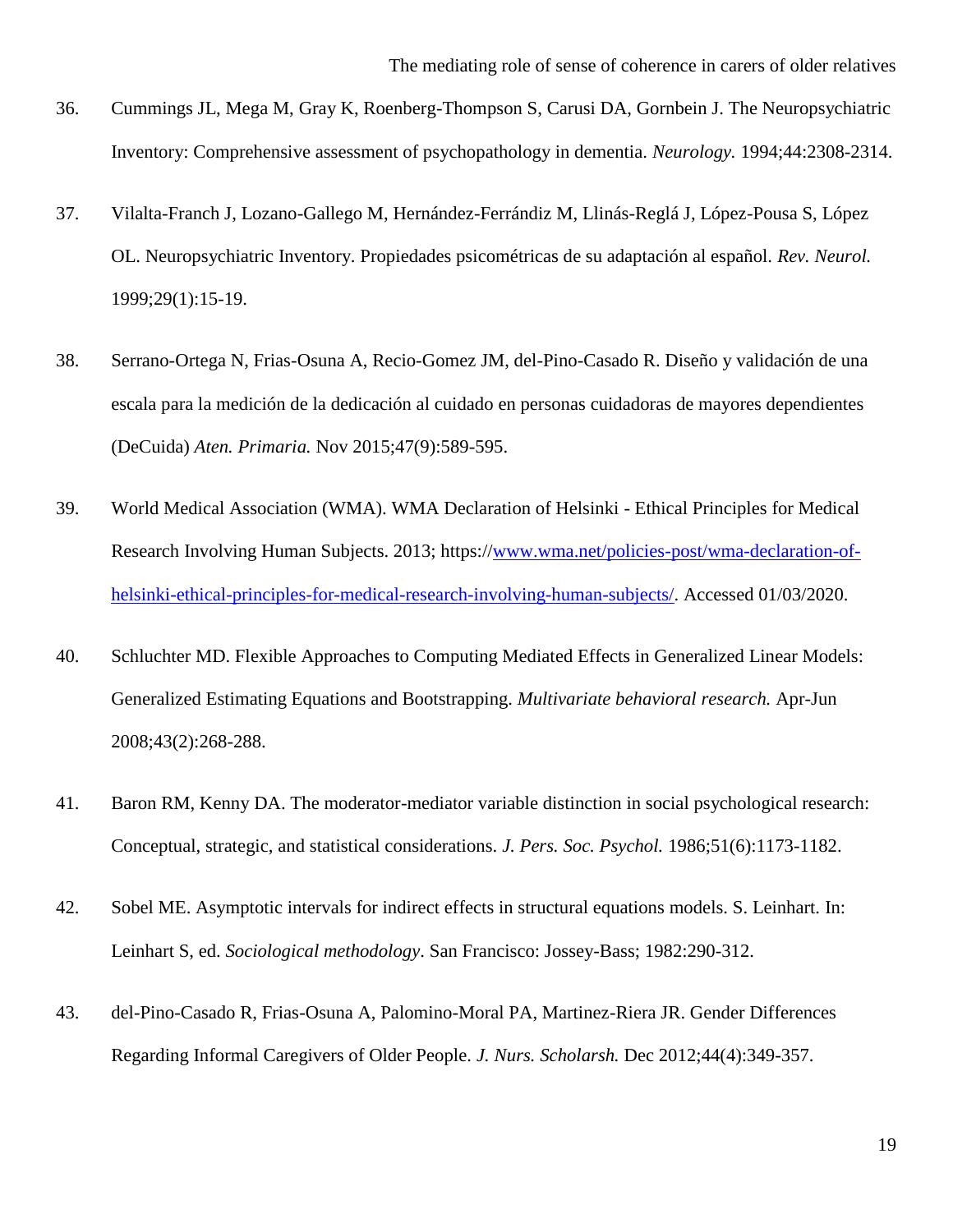36. Cummings JL, Mega M, Gray K, Roenberg-Thompson S, Carusi DA, Gornbein J. The Neuropsychiatric Inventory: Comprehensive assessment of psychopathology in dementia. *Neurology.* 1994;44:2308-2314.

37. Vilalta-Franch J, Lozano-Gallego M, Hernández-Ferrándiz M, Llinás-Reglá J, López-Pousa S, López OL. Neuropsychiatric Inventory. Propiedades psicométricas de su adaptación al español. *Rev. Neurol.* 1999;29(1):15-19.

38. Serrano-Ortega N, Frias-Osuna A, Recio-Gomez JM, del-Pino-Casado R. Diseño y validación de una escala para la medición de la dedicación al cuidado en personas cuidadoras de mayores dependientes (DeCuida) *Aten. Primaria.* Nov 2015;47(9):589-595.

39. World Medical Association (WMA). WMA Declaration of Helsinki - Ethical Principles for Medical Research Involving Human Subjects. 2013; https://www.wma.net/policies-post/wma-declaration-of-helsinki-ethical-principles-for-medical-research-involving-human-subjects/. Accessed 01/03/2020.

40. Schluchter MD. Flexible Approaches to Computing Mediated Effects in Generalized Linear Models: Generalized Estimating Equations and Bootstrapping. *Multivariate behavioral research.* Apr-Jun 2008;43(2):268-288.

41. Baron RM, Kenny DA. The moderator-mediator variable distinction in social psychological research: Conceptual, strategic, and statistical considerations. *J. Pers. Soc. Psychol.* 1986;51(6):1173-1182.

42. Sobel ME. Asymptotic intervals for indirect effects in structural equations models. S. Leinhart. In: Leinhart S, ed. *Sociological methodology*. San Francisco: Jossey-Bass; 1982:290-312.

43. del-Pino-Casado R, Frias-Osuna A, Palomino-Moral PA, Martinez-Riera JR. Gender Differences Regarding Informal Caregivers of Older People. *J. Nurs. Scholarsh.* Dec 2012;44(4):349-357.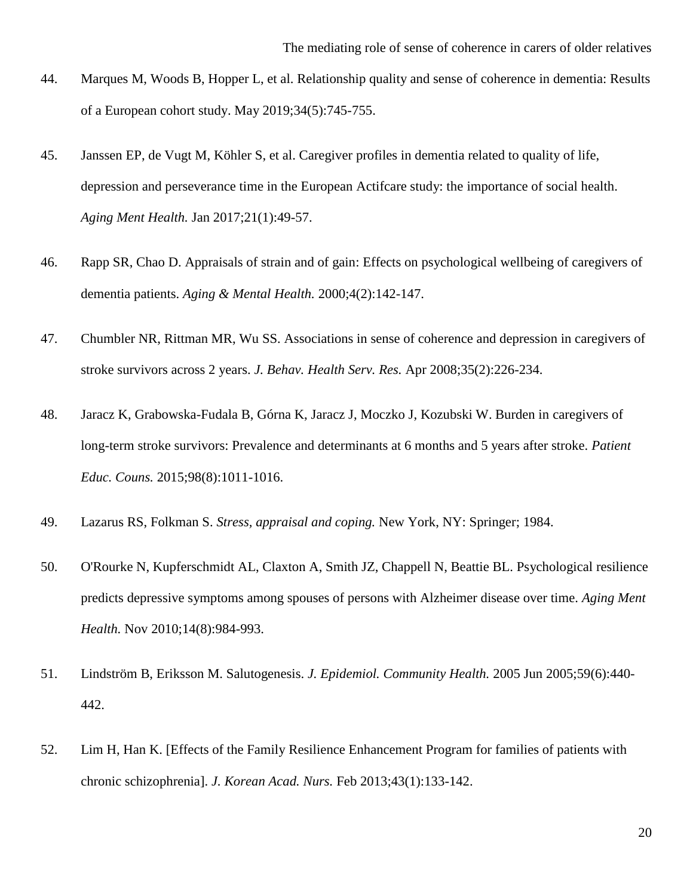44. Marques M, Woods B, Hopper L, et al. Relationship quality and sense of coherence in dementia: Results of a European cohort study. May 2019;34(5):745-755.

45. Janssen EP, de Vugt M, Köhler S, et al. Caregiver profiles in dementia related to quality of life, depression and perseverance time in the European Actifcare study: the importance of social health. *Aging Ment Health.* Jan 2017;21(1):49-57.

46. Rapp SR, Chao D. Appraisals of strain and of gain: Effects on psychological wellbeing of caregivers of dementia patients. *Aging & Mental Health.* 2000;4(2):142-147.

47. Chumbler NR, Rittman MR, Wu SS. Associations in sense of coherence and depression in caregivers of stroke survivors across 2 years. *J. Behav. Health Serv. Res.* Apr 2008;35(2):226-234.

48. Jaracz K, Grabowska-Fudala B, Górna K, Jaracz J, Moczko J, Kozubski W. Burden in caregivers of long-term stroke survivors: Prevalence and determinants at 6 months and 5 years after stroke. *Patient Educ. Couns.* 2015;98(8):1011-1016.

49. Lazarus RS, Folkman S. *Stress, appraisal and coping.* New York, NY: Springer; 1984.

50. O'Rourke N, Kupferschmidt AL, Claxton A, Smith JZ, Chappell N, Beattie BL. Psychological resilience predicts depressive symptoms among spouses of persons with Alzheimer disease over time. *Aging Ment Health.* Nov 2010;14(8):984-993.

51. Lindström B, Eriksson M. Salutogenesis. *J. Epidemiol. Community Health.* 2005 Jun 2005;59(6):440-442.

52. Lim H, Han K. [Effects of the Family Resilience Enhancement Program for families of patients with chronic schizophrenia]. *J. Korean Acad. Nurs.* Feb 2013;43(1):133-142.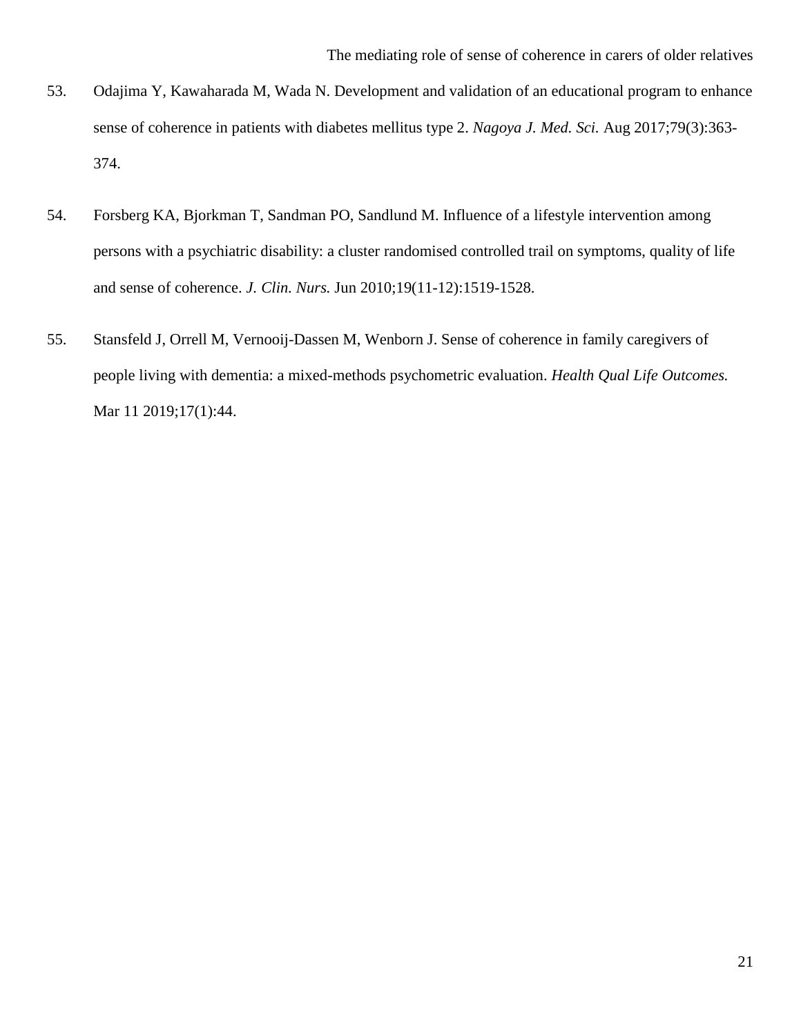53. Odajima Y, Kawaharada M, Wada N. Development and validation of an educational program to enhance sense of coherence in patients with diabetes mellitus type 2. *Nagoya J. Med. Sci.* Aug 2017;79(3):363-374.

54. Forsberg KA, Bjorkman T, Sandman PO, Sandlund M. Influence of a lifestyle intervention among persons with a psychiatric disability: a cluster randomised controlled trail on symptoms, quality of life and sense of coherence. *J. Clin. Nurs.* Jun 2010;19(11-12):1519-1528.

55. Stansfeld J, Orrell M, Vernooij-Dassen M, Wenborn J. Sense of coherence in family caregivers of people living with dementia: a mixed-methods psychometric evaluation. *Health Qual Life Outcomes.* Mar 11 2019;17(1):44.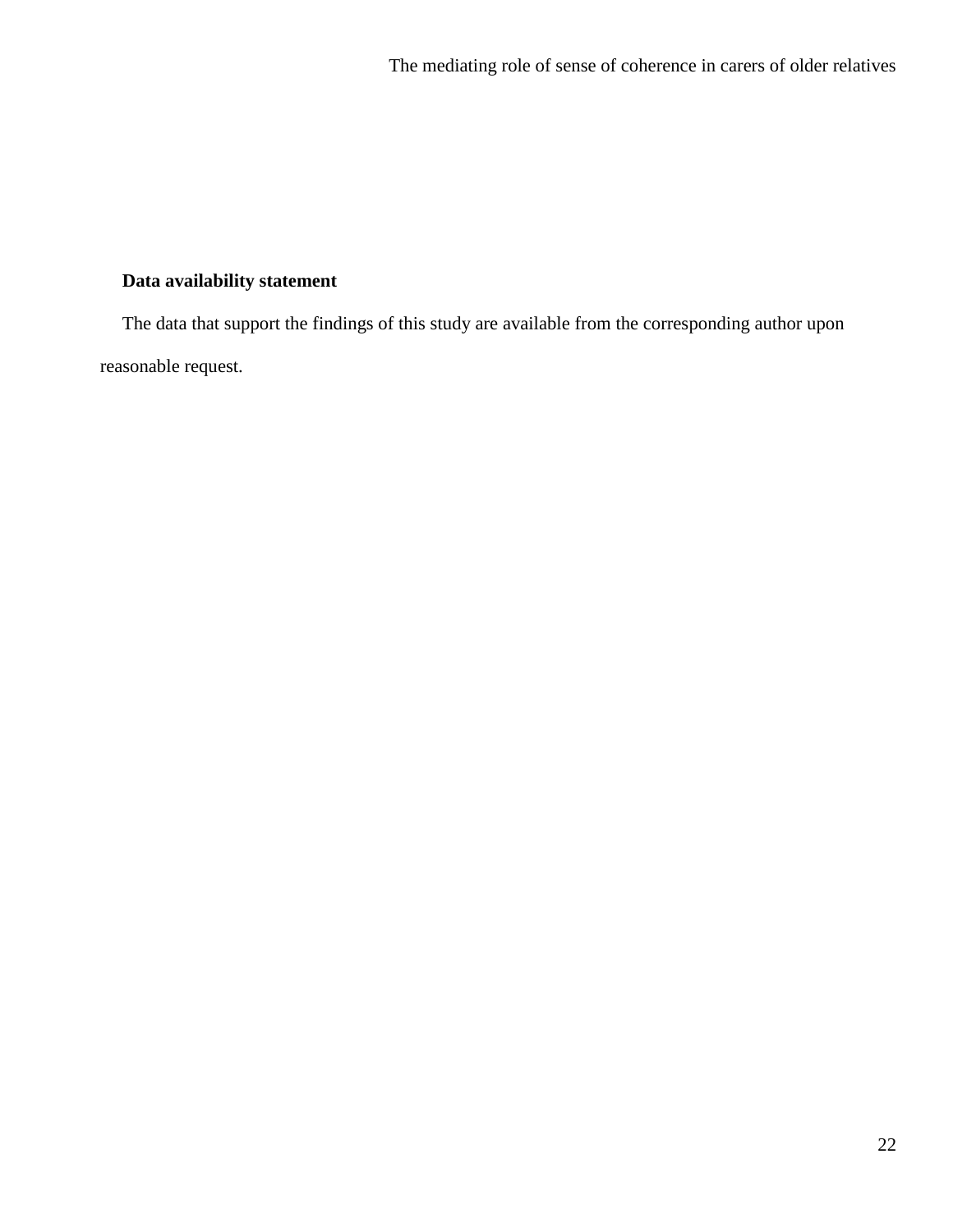**Data availability statement**

The data that support the findings of this study are available from the corresponding author upon reasonable request.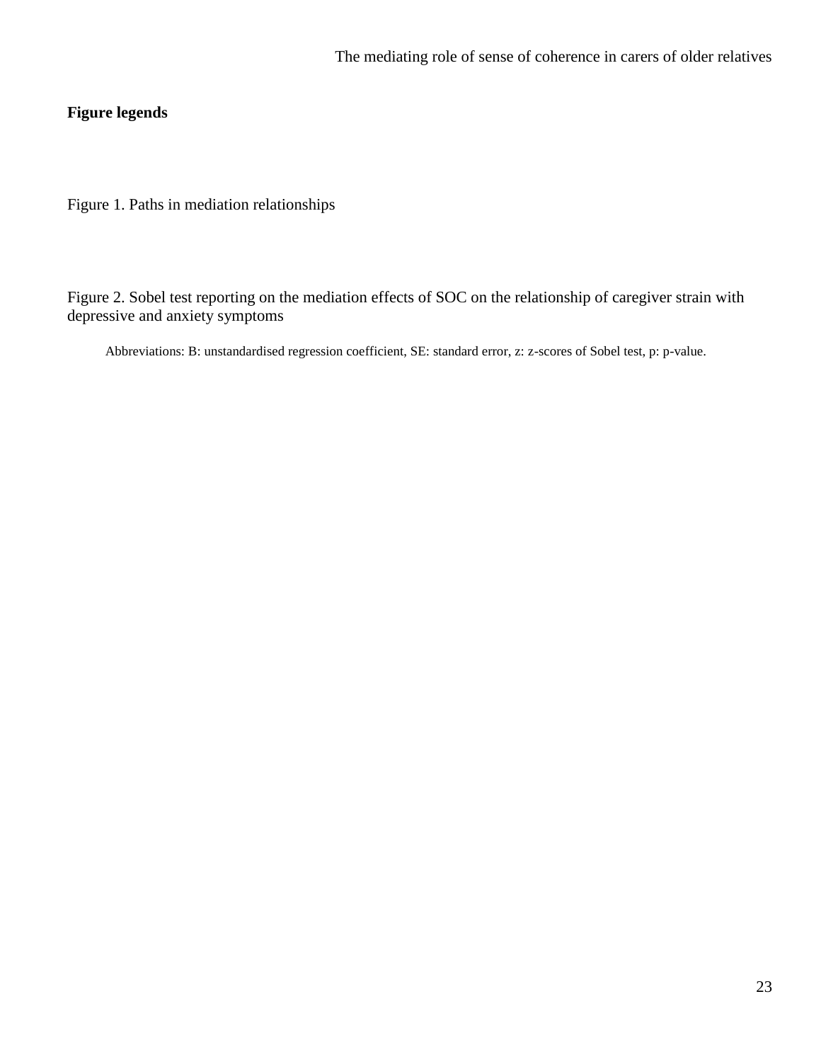**Figure legends**

Figure 1. Paths in mediation relationships

Figure 2. Sobel test reporting on the mediation effects of SOC on the relationship of caregiver strain with depressive and anxiety symptoms

Abbreviations: B: unstandardised regression coefficient, SE: standard error, z: z-scores of Sobel test, p: p-value.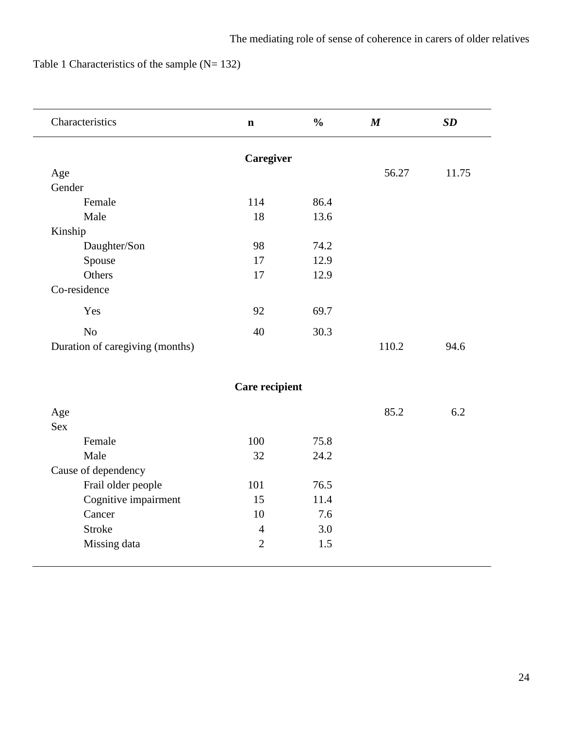Table 1 Characteristics of the sample (N= 132)

| Characteristics | n | % | *M* | *SD* |
|---|---|---|---|---|
| **Caregiver** | | | | |
| Age | | | 56.27 | 11.75 |
| Gender | | | | |
| Female | 114 | 86.4 | | |
| Male | 18 | 13.6 | | |
| Kinship | | | | |
| Daughter/Son | 98 | 74.2 | | |
| Spouse | 17 | 12.9 | | |
| Others | 17 | 12.9 | | |
| Co-residence | | | | |
| Yes | 92 | 69.7 | | |
| No | 40 | 30.3 | | |
| Duration of caregiving (months) | | | 110.2 | 94.6 |
| **Care recipient** | | | | |
| Age | | | 85.2 | 6.2 |
| Sex | | | | |
| Female | 100 | 75.8 | | |
| Male | 32 | 24.2 | | |
| Cause of dependency | | | | |
| Frail older people | 101 | 76.5 | | |
| Cognitive impairment | 15 | 11.4 | | |
| Cancer | 10 | 7.6 | | |
| Stroke | 4 | 3.0 | | |
| Missing data | 2 | 1.5 | | |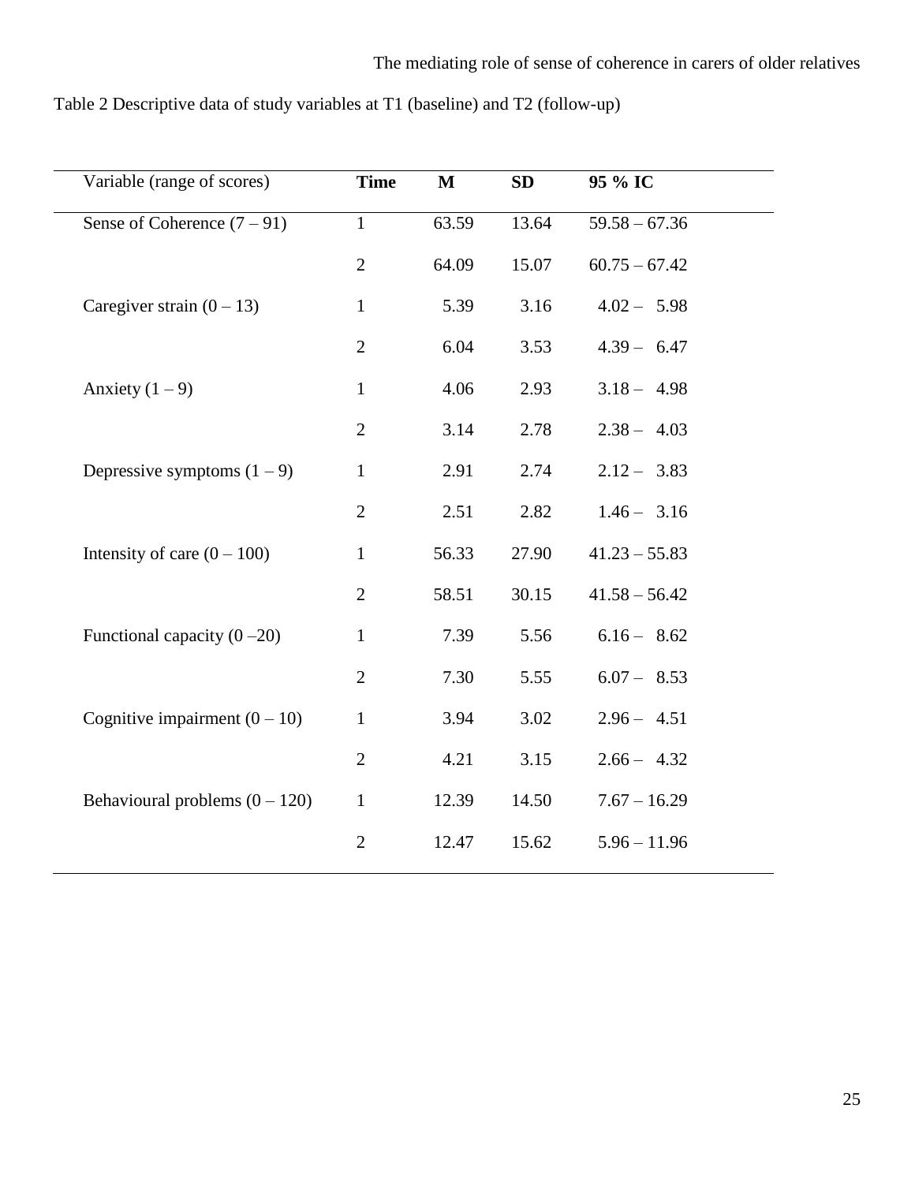Table 2 Descriptive data of study variables at T1 (baseline) and T2 (follow-up)

| Variable (range of scores) | **Time** | **M** | **SD** | **95 % IC** |
|---|---|---|---|---|
| Sense of Coherence (7 – 91) | 1 | 63.59 | 13.64 | 59.58 – 67.36 |
| | 2 | 64.09 | 15.07 | 60.75 – 67.42 |
| Caregiver strain (0 – 13) | 1 | 5.39 | 3.16 | 4.02 – 5.98 |
| | 2 | 6.04 | 3.53 | 4.39 – 6.47 |
| Anxiety (1 – 9) | 1 | 4.06 | 2.93 | 3.18 – 4.98 |
| | 2 | 3.14 | 2.78 | 2.38 – 4.03 |
| Depressive symptoms (1 – 9) | 1 | 2.91 | 2.74 | 2.12 – 3.83 |
| | 2 | 2.51 | 2.82 | 1.46 – 3.16 |
| Intensity of care (0 – 100) | 1 | 56.33 | 27.90 | 41.23 – 55.83 |
| | 2 | 58.51 | 30.15 | 41.58 – 56.42 |
| Functional capacity (0 –20) | 1 | 7.39 | 5.56 | 6.16 – 8.62 |
| | 2 | 7.30 | 5.55 | 6.07 – 8.53 |
| Cognitive impairment (0 – 10) | 1 | 3.94 | 3.02 | 2.96 – 4.51 |
| | 2 | 4.21 | 3.15 | 2.66 – 4.32 |
| Behavioural problems (0 – 120) | 1 | 12.39 | 14.50 | 7.67 – 16.29 |
| | 2 | 12.47 | 15.62 | 5.96 – 11.96 |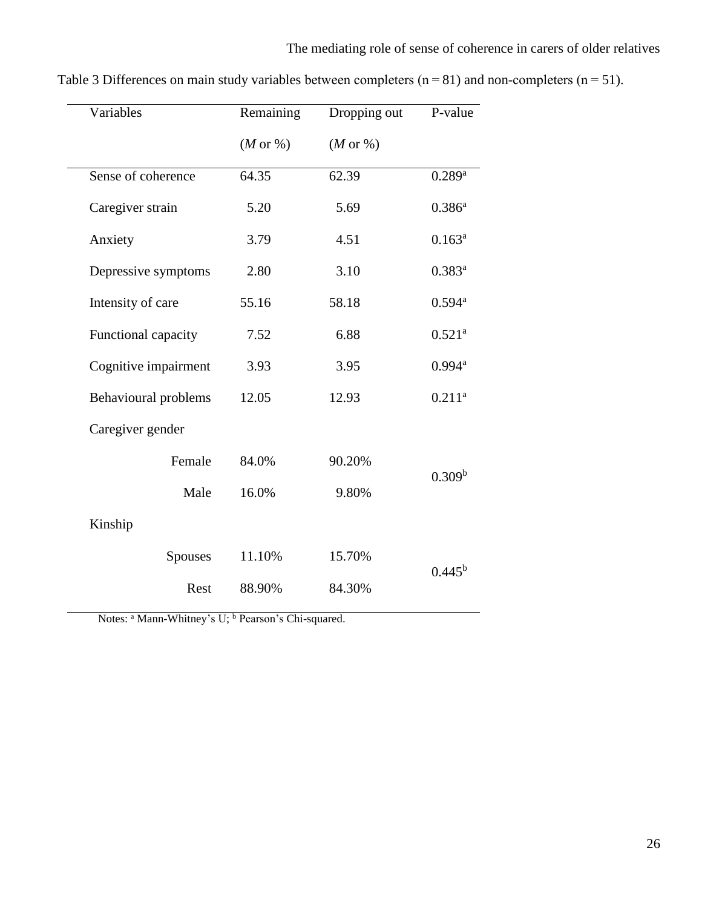Table 3 Differences on main study variables between completers (n = 81) and non-completers (n = 51).

| Variables | Remaining (*M* or %) | Dropping out (*M* or %) | P-value |
|---|---|---|---|
| Sense of coherence | 64.35 | 62.39 | 0.289[a] |
| Caregiver strain | 5.20 | 5.69 | 0.386[a] |
| Anxiety | 3.79 | 4.51 | 0.163[a] |
| Depressive symptoms | 2.80 | 3.10 | 0.383[a] |
| Intensity of care | 55.16 | 58.18 | 0.594[a] |
| Functional capacity | 7.52 | 6.88 | 0.521[a] |
| Cognitive impairment | 3.93 | 3.95 | 0.994[a] |
| Behavioural problems | 12.05 | 12.93 | 0.211[a] |
| Caregiver gender | | | |
| Female | 84.0% | 90.20% | 0.309[b] |
| Male | 16.0% | 9.80% | |
| Kinship | | | |
| Spouses | 11.10% | 15.70% | 0.445[b] |
| Rest | 88.90% | 84.30% | |

Notes: [a] Mann-Whitney's U; [b] Pearson's Chi-squared.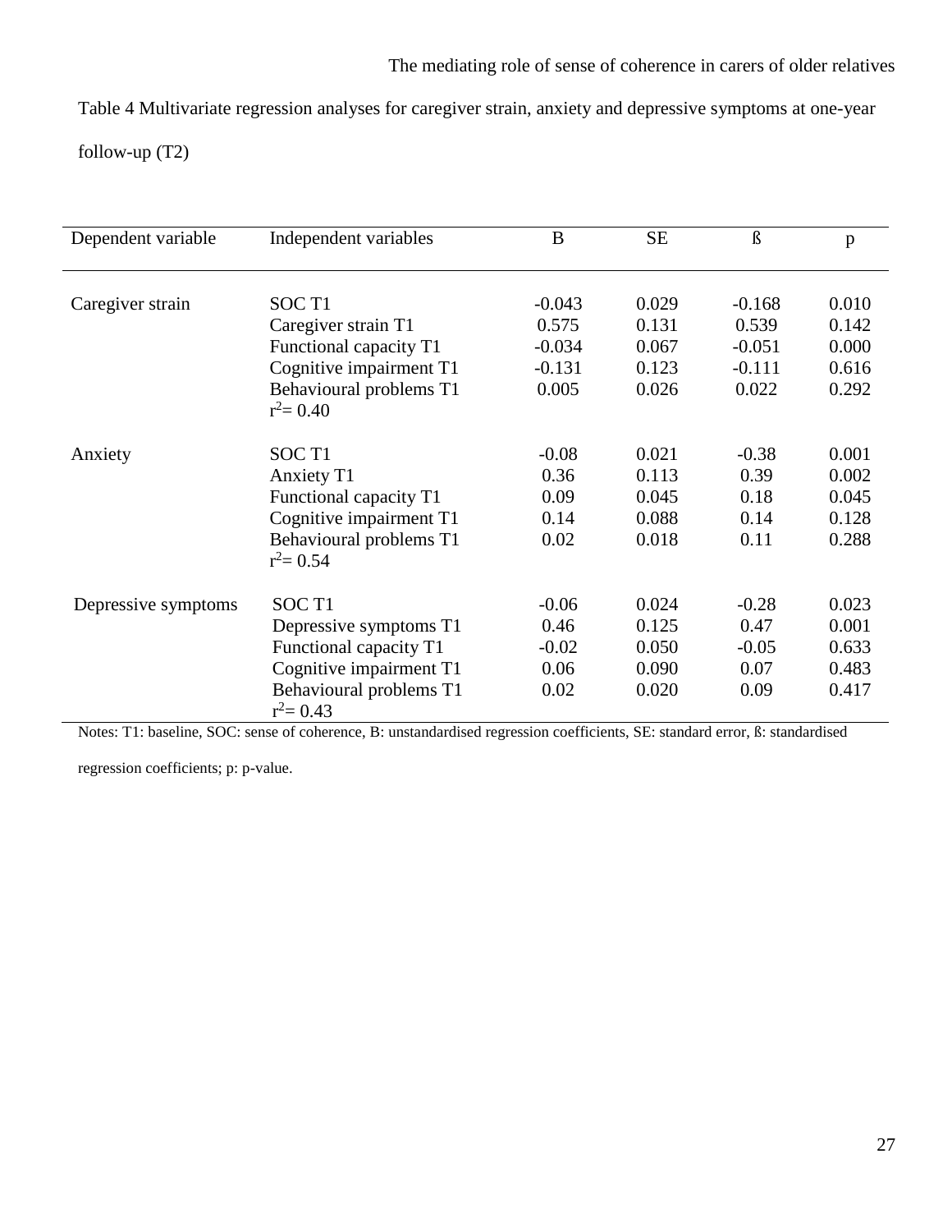Table 4 Multivariate regression analyses for caregiver strain, anxiety and depressive symptoms at one-year follow-up (T2)

| Dependent variable | Independent variables | B | SE | ß | p |
|---|---|---|---|---|---|
| Caregiver strain | SOC T1 | -0.043 | 0.029 | -0.168 | 0.010 |
| | Caregiver strain T1 | 0.575 | 0.131 | 0.539 | 0.142 |
| | Functional capacity T1 | -0.034 | 0.067 | -0.051 | 0.000 |
| | Cognitive impairment T1 | -0.131 | 0.123 | -0.111 | 0.616 |
| | Behavioural problems T1 | 0.005 | 0.026 | 0.022 | 0.292 |
| | $r^2$= 0.40 | | | | |
| Anxiety | SOC T1 | -0.08 | 0.021 | -0.38 | 0.001 |
| | Anxiety T1 | 0.36 | 0.113 | 0.39 | 0.002 |
| | Functional capacity T1 | 0.09 | 0.045 | 0.18 | 0.045 |
| | Cognitive impairment T1 | 0.14 | 0.088 | 0.14 | 0.128 |
| | Behavioural problems T1 | 0.02 | 0.018 | 0.11 | 0.288 |
| | $r^2$= 0.54 | | | | |
| Depressive symptoms | SOC T1 | -0.06 | 0.024 | -0.28 | 0.023 |
| | Depressive symptoms T1 | 0.46 | 0.125 | 0.47 | 0.001 |
| | Functional capacity T1 | -0.02 | 0.050 | -0.05 | 0.633 |
| | Cognitive impairment T1 | 0.06 | 0.090 | 0.07 | 0.483 |
| | Behavioural problems T1 | 0.02 | 0.020 | 0.09 | 0.417 |
| | $r^2$= 0.43 | | | | |

Notes: T1: baseline, SOC: sense of coherence, B: unstandardised regression coefficients, SE: standard error, ß: standardised regression coefficients; p: p-value.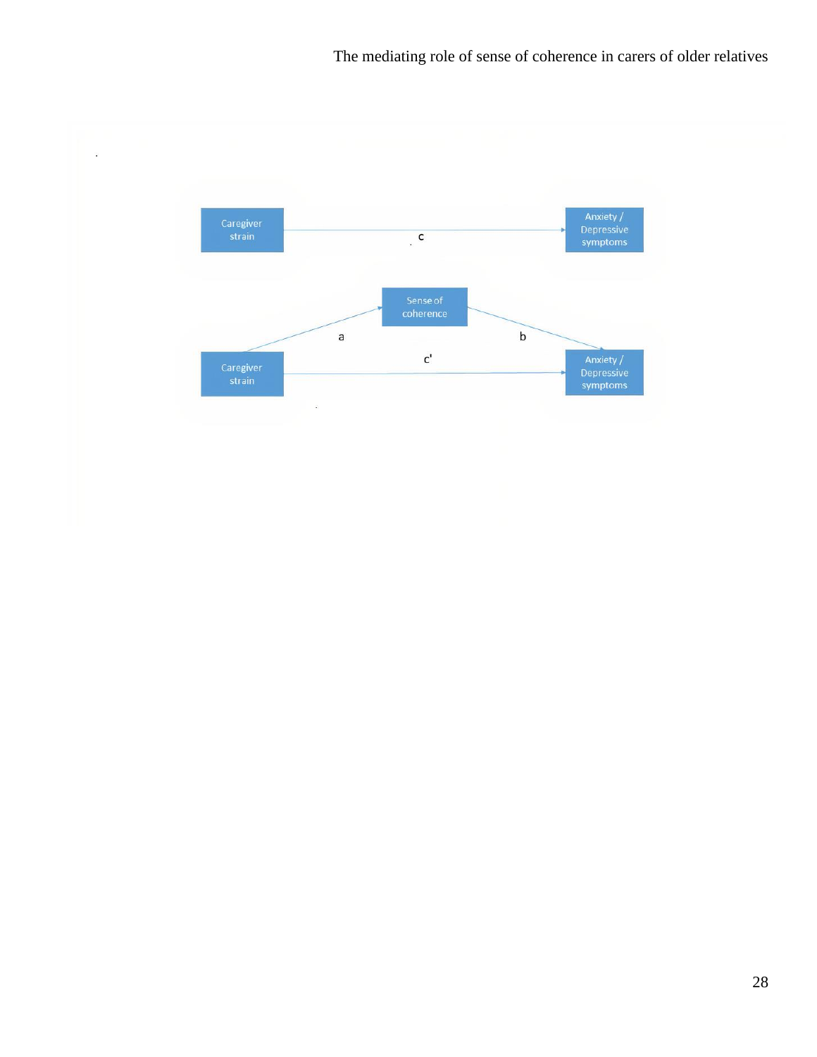Caregiver strain → (c) → Anxiety / Depressive symptoms

Sense of coherence

Caregiver strain → (a) → Sense of coherence → (b) → Anxiety / Depressive symptoms

Caregiver strain → (c') → Anxiety / Depressive symptoms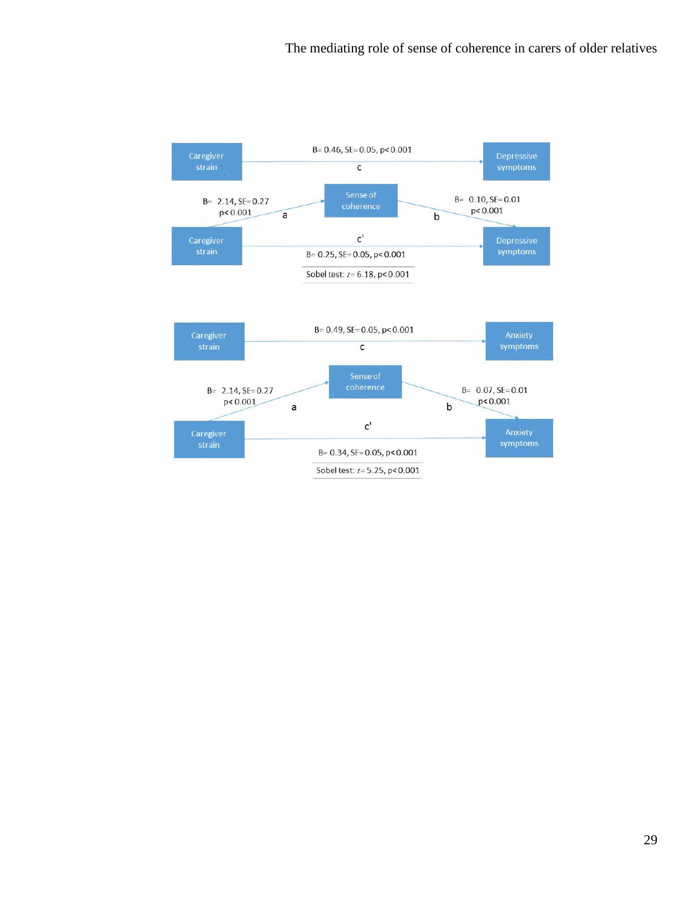Caregiver strain

B= 0.46, SE= 0.05, p< 0.001

c

Depressive symptoms

Sense of coherence

B= 2.14, SE= 0.27

p< 0.001

a

b

B= 0.10, SE= 0.01

p< 0.001

Caregiver strain

c'

Depressive symptoms

B= 0.25, SE= 0.05, p< 0.001

Sobel test: $z$= 6.18, p< 0.001

Caregiver strain

B= 0.49, SE= 0.05, p< 0.001

c

Anxiety symptoms

Sense of coherence

B= 2.14, SE= 0.27

p< 0.001

a

b

B= 0.07, SE= 0.01

p< 0.001

Caregiver strain

c'

Anxiety symptoms

B= 0.34, SE= 0.05, p< 0.001

Sobel test: $z$= 5.25, p< 0.001